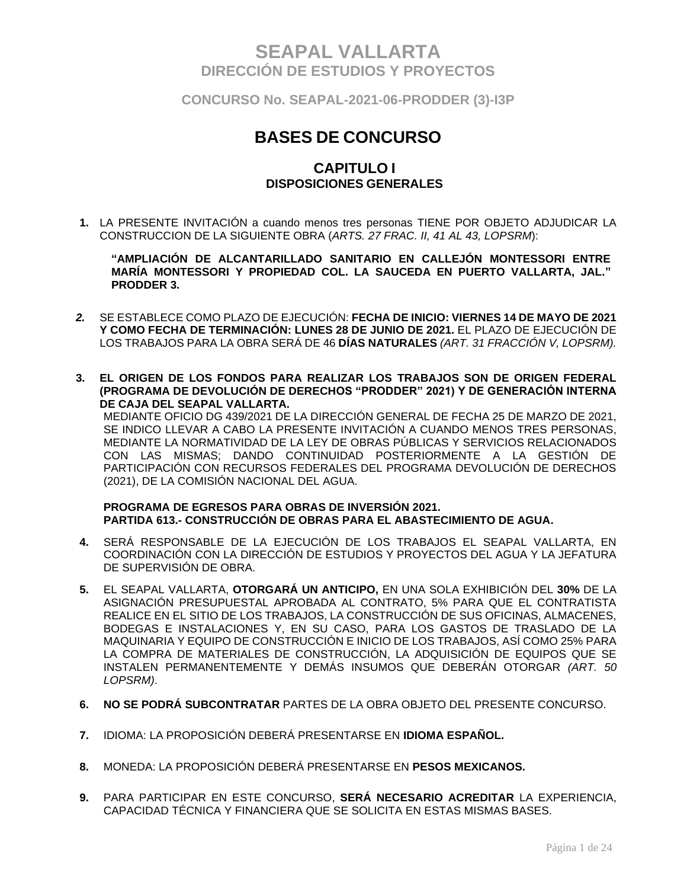# SEAPAL VALLARTA
## DIRECCIÓN DE ESTUDIOS Y PROYECTOS

### CONCURSO No. SEAPAL-2021-06-PRODDER (3)-I3P

# BASES DE CONCURSO

## CAPITULO I
### DISPOSICIONES GENERALES

**1.** LA PRESENTE INVITACIÓN a cuando menos tres personas TIENE POR OBJETO ADJUDICAR LA CONSTRUCCION DE LA SIGUIENTE OBRA (*ARTS. 27 FRAC. II, 41 AL 43, LOPSRM*):

> **"AMPLIACIÓN DE ALCANTARILLADO SANITARIO EN CALLEJÓN MONTESSORI ENTRE MARÍA MONTESSORI Y PROPIEDAD COL. LA SAUCEDA EN PUERTO VALLARTA, JAL." PRODDER 3.**

***2.*** SE ESTABLECE COMO PLAZO DE EJECUCIÓN: **FECHA DE INICIO: VIERNES 14 DE MAYO DE 2021 Y COMO FECHA DE TERMINACIÓN: LUNES 28 DE JUNIO DE 2021.** EL PLAZO DE EJECUCIÓN DE LOS TRABAJOS PARA LA OBRA SERÁ DE 46 **DÍAS NATURALES** *(ART. 31 FRACCIÓN V, LOPSRM).*

**3. EL ORIGEN DE LOS FONDOS PARA REALIZAR LOS TRABAJOS SON DE ORIGEN FEDERAL (PROGRAMA DE DEVOLUCIÓN DE DERECHOS "PRODDER" 2021) Y DE GENERACIÓN INTERNA DE CAJA DEL SEAPAL VALLARTA.**
MEDIANTE OFICIO DG 439/2021 DE LA DIRECCIÓN GENERAL DE FECHA 25 DE MARZO DE 2021, SE INDICO LLEVAR A CABO LA PRESENTE INVITACIÓN A CUANDO MENOS TRES PERSONAS, MEDIANTE LA NORMATIVIDAD DE LA LEY DE OBRAS PÚBLICAS Y SERVICIOS RELACIONADOS CON LAS MISMAS; DANDO CONTINUIDAD POSTERIORMENTE A LA GESTIÓN DE PARTICIPACIÓN CON RECURSOS FEDERALES DEL PROGRAMA DEVOLUCIÓN DE DERECHOS (2021), DE LA COMISIÓN NACIONAL DEL AGUA.

**PROGRAMA DE EGRESOS PARA OBRAS DE INVERSIÓN 2021.**
**PARTIDA 613.- CONSTRUCCIÓN DE OBRAS PARA EL ABASTECIMIENTO DE AGUA.**

**4.** SERÁ RESPONSABLE DE LA EJECUCIÓN DE LOS TRABAJOS EL SEAPAL VALLARTA, EN COORDINACIÓN CON LA DIRECCIÓN DE ESTUDIOS Y PROYECTOS DEL AGUA Y LA JEFATURA DE SUPERVISIÓN DE OBRA.

**5.** EL SEAPAL VALLARTA, **OTORGARÁ UN ANTICIPO,** EN UNA SOLA EXHIBICIÓN DEL **30%** DE LA ASIGNACIÓN PRESUPUESTAL APROBADA AL CONTRATO, 5% PARA QUE EL CONTRATISTA REALICE EN EL SITIO DE LOS TRABAJOS, LA CONSTRUCCIÓN DE SUS OFICINAS, ALMACENES, BODEGAS E INSTALACIONES Y, EN SU CASO, PARA LOS GASTOS DE TRASLADO DE LA MAQUINARIA Y EQUIPO DE CONSTRUCCIÓN E INICIO DE LOS TRABAJOS, ASÍ COMO 25% PARA LA COMPRA DE MATERIALES DE CONSTRUCCIÓN, LA ADQUISICIÓN DE EQUIPOS QUE SE INSTALEN PERMANENTEMENTE Y DEMÁS INSUMOS QUE DEBERÁN OTORGAR *(ART. 50 LOPSRM)*.

**6. NO SE PODRÁ SUBCONTRATAR** PARTES DE LA OBRA OBJETO DEL PRESENTE CONCURSO.

**7.** IDIOMA: LA PROPOSICIÓN DEBERÁ PRESENTARSE EN **IDIOMA ESPAÑOL.**

**8.** MONEDA: LA PROPOSICIÓN DEBERÁ PRESENTARSE EN **PESOS MEXICANOS.**

**9.** PARA PARTICIPAR EN ESTE CONCURSO, **SERÁ NECESARIO ACREDITAR** LA EXPERIENCIA, CAPACIDAD TÉCNICA Y FINANCIERA QUE SE SOLICITA EN ESTAS MISMAS BASES.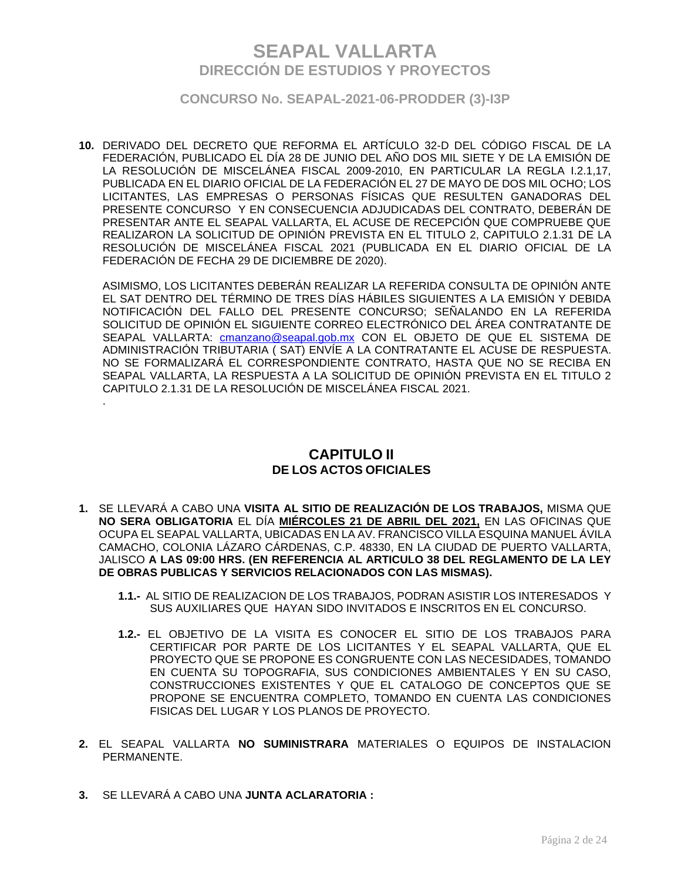**10.** DERIVADO DEL DECRETO QUE REFORMA EL ARTÍCULO 32-D DEL CÓDIGO FISCAL DE LA FEDERACIÓN, PUBLICADO EL DÍA 28 DE JUNIO DEL AÑO DOS MIL SIETE Y DE LA EMISIÓN DE LA RESOLUCIÓN DE MISCELÁNEA FISCAL 2009-2010, EN PARTICULAR LA REGLA I.2.1,17, PUBLICADA EN EL DIARIO OFICIAL DE LA FEDERACIÓN EL 27 DE MAYO DE DOS MIL OCHO; LOS LICITANTES, LAS EMPRESAS O PERSONAS FÍSICAS QUE RESULTEN GANADORAS DEL PRESENTE CONCURSO Y EN CONSECUENCIA ADJUDICADAS DEL CONTRATO, DEBERÁN DE PRESENTAR ANTE EL SEAPAL VALLARTA, EL ACUSE DE RECEPCIÓN QUE COMPRUEBE QUE REALIZARON LA SOLICITUD DE OPINIÓN PREVISTA EN EL TITULO 2, CAPITULO 2.1.31 DE LA RESOLUCIÓN DE MISCELÁNEA FISCAL 2021 (PUBLICADA EN EL DIARIO OFICIAL DE LA FEDERACIÓN DE FECHA 29 DE DICIEMBRE DE 2020).

ASIMISMO, LOS LICITANTES DEBERÁN REALIZAR LA REFERIDA CONSULTA DE OPINIÓN ANTE EL SAT DENTRO DEL TÉRMINO DE TRES DÍAS HÁBILES SIGUIENTES A LA EMISIÓN Y DEBIDA NOTIFICACIÓN DEL FALLO DEL PRESENTE CONCURSO; SEÑALANDO EN LA REFERIDA SOLICITUD DE OPINIÓN EL SIGUIENTE CORREO ELECTRÓNICO DEL ÁREA CONTRATANTE DE SEAPAL VALLARTA: cmanzano@seapal.gob.mx CON EL OBJETO DE QUE EL SISTEMA DE ADMINISTRACIÓN TRIBUTARIA ( SAT) ENVÍE A LA CONTRATANTE EL ACUSE DE RESPUESTA. NO SE FORMALIZARÁ EL CORRESPONDIENTE CONTRATO, HASTA QUE NO SE RECIBA EN SEAPAL VALLARTA, LA RESPUESTA A LA SOLICITUD DE OPINIÓN PREVISTA EN EL TITULO 2 CAPITULO 2.1.31 DE LA RESOLUCIÓN DE MISCELÁNEA FISCAL 2021.

.

## CAPITULO II
### DE LOS ACTOS OFICIALES

**1.** SE LLEVARÁ A CABO UNA **VISITA AL SITIO DE REALIZACIÓN DE LOS TRABAJOS,** MISMA QUE **NO SERA OBLIGATORIA** EL DÍA **MIÉRCOLES 21 DE ABRIL DEL 2021,** EN LAS OFICINAS QUE OCUPA EL SEAPAL VALLARTA, UBICADAS EN LA AV. FRANCISCO VILLA ESQUINA MANUEL ÁVILA CAMACHO, COLONIA LÁZARO CÁRDENAS, C.P. 48330, EN LA CIUDAD DE PUERTO VALLARTA, JALISCO **A LAS 09:00 HRS. (EN REFERENCIA AL ARTICULO 38 DEL REGLAMENTO DE LA LEY DE OBRAS PUBLICAS Y SERVICIOS RELACIONADOS CON LAS MISMAS).**

**1.1.-** AL SITIO DE REALIZACION DE LOS TRABAJOS, PODRAN ASISTIR LOS INTERESADOS Y SUS AUXILIARES QUE HAYAN SIDO INVITADOS E INSCRITOS EN EL CONCURSO.

**1.2.-** EL OBJETIVO DE LA VISITA ES CONOCER EL SITIO DE LOS TRABAJOS PARA CERTIFICAR POR PARTE DE LOS LICITANTES Y EL SEAPAL VALLARTA, QUE EL PROYECTO QUE SE PROPONE ES CONGRUENTE CON LAS NECESIDADES, TOMANDO EN CUENTA SU TOPOGRAFIA, SUS CONDICIONES AMBIENTALES Y EN SU CASO, CONSTRUCCIONES EXISTENTES Y QUE EL CATALOGO DE CONCEPTOS QUE SE PROPONE SE ENCUENTRA COMPLETO, TOMANDO EN CUENTA LAS CONDICIONES FISICAS DEL LUGAR Y LOS PLANOS DE PROYECTO.

**2.** EL SEAPAL VALLARTA **NO SUMINISTRARA** MATERIALES O EQUIPOS DE INSTALACION PERMANENTE.

**3.** SE LLEVARÁ A CABO UNA **JUNTA ACLARATORIA :**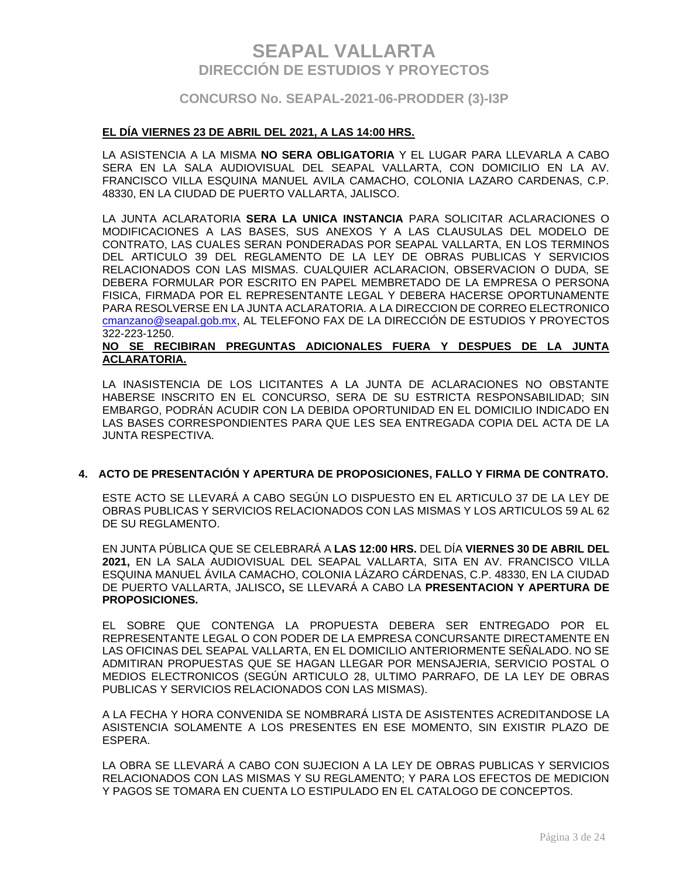**EL DÍA VIERNES 23 DE ABRIL DEL 2021, A LAS 14:00 HRS.**

LA ASISTENCIA A LA MISMA **NO SERA OBLIGATORIA** Y EL LUGAR PARA LLEVARLA A CABO SERA EN LA SALA AUDIOVISUAL DEL SEAPAL VALLARTA, CON DOMICILIO EN LA AV. FRANCISCO VILLA ESQUINA MANUEL AVILA CAMACHO, COLONIA LAZARO CARDENAS, C.P. 48330, EN LA CIUDAD DE PUERTO VALLARTA, JALISCO.

LA JUNTA ACLARATORIA **SERA LA UNICA INSTANCIA** PARA SOLICITAR ACLARACIONES O MODIFICACIONES A LAS BASES, SUS ANEXOS Y A LAS CLAUSULAS DEL MODELO DE CONTRATO, LAS CUALES SERAN PONDERADAS POR SEAPAL VALLARTA, EN LOS TERMINOS DEL ARTICULO 39 DEL REGLAMENTO DE LA LEY DE OBRAS PUBLICAS Y SERVICIOS RELACIONADOS CON LAS MISMAS. CUALQUIER ACLARACION, OBSERVACION O DUDA, SE DEBERA FORMULAR POR ESCRITO EN PAPEL MEMBRETADO DE LA EMPRESA O PERSONA FISICA, FIRMADA POR EL REPRESENTANTE LEGAL Y DEBERA HACERSE OPORTUNAMENTE PARA RESOLVERSE EN LA JUNTA ACLARATORIA. A LA DIRECCION DE CORREO ELECTRONICO cmanzano@seapal.gob.mx, AL TELEFONO FAX DE LA DIRECCIÓN DE ESTUDIOS Y PROYECTOS 322-223-1250.

**NO SE RECIBIRAN PREGUNTAS ADICIONALES FUERA Y DESPUES DE LA JUNTA ACLARATORIA.**

LA INASISTENCIA DE LOS LICITANTES A LA JUNTA DE ACLARACIONES NO OBSTANTE HABERSE INSCRITO EN EL CONCURSO, SERA DE SU ESTRICTA RESPONSABILIDAD; SIN EMBARGO, PODRÁN ACUDIR CON LA DEBIDA OPORTUNIDAD EN EL DOMICILIO INDICADO EN LAS BASES CORRESPONDIENTES PARA QUE LES SEA ENTREGADA COPIA DEL ACTA DE LA JUNTA RESPECTIVA.

## 4. ACTO DE PRESENTACIÓN Y APERTURA DE PROPOSICIONES, FALLO Y FIRMA DE CONTRATO.

ESTE ACTO SE LLEVARÁ A CABO SEGÚN LO DISPUESTO EN EL ARTICULO 37 DE LA LEY DE OBRAS PUBLICAS Y SERVICIOS RELACIONADOS CON LAS MISMAS Y LOS ARTICULOS 59 AL 62 DE SU REGLAMENTO.

EN JUNTA PÚBLICA QUE SE CELEBRARÁ A **LAS 12:00 HRS.** DEL DÍA **VIERNES 30 DE ABRIL DEL 2021,** EN LA SALA AUDIOVISUAL DEL SEAPAL VALLARTA, SITA EN AV. FRANCISCO VILLA ESQUINA MANUEL ÁVILA CAMACHO, COLONIA LÁZARO CÁRDENAS, C.P. 48330, EN LA CIUDAD DE PUERTO VALLARTA, JALISCO**,** SE LLEVARÁ A CABO LA **PRESENTACION Y APERTURA DE PROPOSICIONES.**

EL SOBRE QUE CONTENGA LA PROPUESTA DEBERA SER ENTREGADO POR EL REPRESENTANTE LEGAL O CON PODER DE LA EMPRESA CONCURSANTE DIRECTAMENTE EN LAS OFICINAS DEL SEAPAL VALLARTA, EN EL DOMICILIO ANTERIORMENTE SEÑALADO. NO SE ADMITIRAN PROPUESTAS QUE SE HAGAN LLEGAR POR MENSAJERIA, SERVICIO POSTAL O MEDIOS ELECTRONICOS (SEGÚN ARTICULO 28, ULTIMO PARRAFO, DE LA LEY DE OBRAS PUBLICAS Y SERVICIOS RELACIONADOS CON LAS MISMAS).

A LA FECHA Y HORA CONVENIDA SE NOMBRARÁ LISTA DE ASISTENTES ACREDITANDOSE LA ASISTENCIA SOLAMENTE A LOS PRESENTES EN ESE MOMENTO, SIN EXISTIR PLAZO DE ESPERA.

LA OBRA SE LLEVARÁ A CABO CON SUJECION A LA LEY DE OBRAS PUBLICAS Y SERVICIOS RELACIONADOS CON LAS MISMAS Y SU REGLAMENTO; Y PARA LOS EFECTOS DE MEDICION Y PAGOS SE TOMARA EN CUENTA LO ESTIPULADO EN EL CATALOGO DE CONCEPTOS.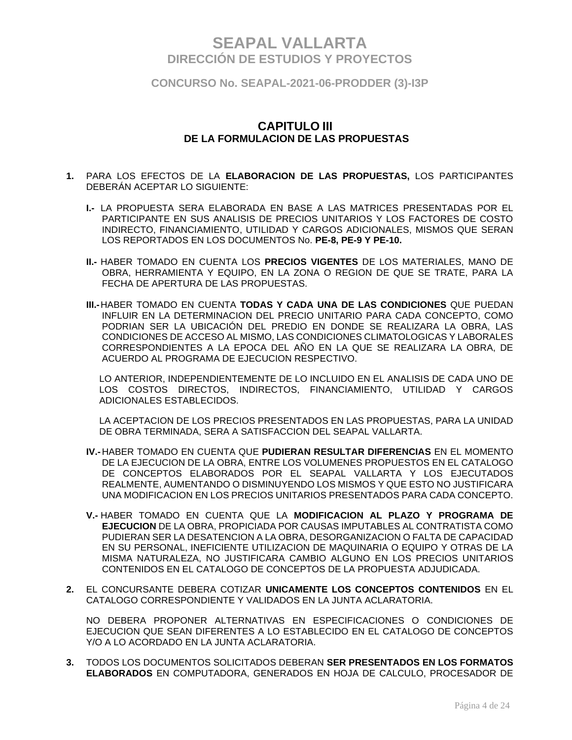# SEAPAL VALLARTA
## DIRECCIÓN DE ESTUDIOS Y PROYECTOS

### CONCURSO No. SEAPAL-2021-06-PRODDER (3)-I3P

## CAPITULO III
### DE LA FORMULACION DE LAS PROPUESTAS

**1.** PARA LOS EFECTOS DE LA **ELABORACION DE LAS PROPUESTAS,** LOS PARTICIPANTES DEBERÁN ACEPTAR LO SIGUIENTE:

**I.-** LA PROPUESTA SERA ELABORADA EN BASE A LAS MATRICES PRESENTADAS POR EL PARTICIPANTE EN SUS ANALISIS DE PRECIOS UNITARIOS Y LOS FACTORES DE COSTO INDIRECTO, FINANCIAMIENTO, UTILIDAD Y CARGOS ADICIONALES, MISMOS QUE SERAN LOS REPORTADOS EN LOS DOCUMENTOS No. **PE-8, PE-9 Y PE-10.**

**II.-** HABER TOMADO EN CUENTA LOS **PRECIOS VIGENTES** DE LOS MATERIALES, MANO DE OBRA, HERRAMIENTA Y EQUIPO, EN LA ZONA O REGION DE QUE SE TRATE, PARA LA FECHA DE APERTURA DE LAS PROPUESTAS.

**III.-** HABER TOMADO EN CUENTA **TODAS Y CADA UNA DE LAS CONDICIONES** QUE PUEDAN INFLUIR EN LA DETERMINACION DEL PRECIO UNITARIO PARA CADA CONCEPTO, COMO PODRIAN SER LA UBICACIÓN DEL PREDIO EN DONDE SE REALIZARA LA OBRA, LAS CONDICIONES DE ACCESO AL MISMO, LAS CONDICIONES CLIMATOLOGICAS Y LABORALES CORRESPONDIENTES A LA EPOCA DEL AÑO EN LA QUE SE REALIZARA LA OBRA, DE ACUERDO AL PROGRAMA DE EJECUCION RESPECTIVO.

LO ANTERIOR, INDEPENDIENTEMENTE DE LO INCLUIDO EN EL ANALISIS DE CADA UNO DE LOS COSTOS DIRECTOS, INDIRECTOS, FINANCIAMIENTO, UTILIDAD Y CARGOS ADICIONALES ESTABLECIDOS.

LA ACEPTACION DE LOS PRECIOS PRESENTADOS EN LAS PROPUESTAS, PARA LA UNIDAD DE OBRA TERMINADA, SERA A SATISFACCION DEL SEAPAL VALLARTA.

**IV.-** HABER TOMADO EN CUENTA QUE **PUDIERAN RESULTAR DIFERENCIAS** EN EL MOMENTO DE LA EJECUCION DE LA OBRA, ENTRE LOS VOLUMENES PROPUESTOS EN EL CATALOGO DE CONCEPTOS ELABORADOS POR EL SEAPAL VALLARTA Y LOS EJECUTADOS REALMENTE, AUMENTANDO O DISMINUYENDO LOS MISMOS Y QUE ESTO NO JUSTIFICARA UNA MODIFICACION EN LOS PRECIOS UNITARIOS PRESENTADOS PARA CADA CONCEPTO.

**V.-** HABER TOMADO EN CUENTA QUE LA **MODIFICACION AL PLAZO Y PROGRAMA DE EJECUCION** DE LA OBRA, PROPICIADA POR CAUSAS IMPUTABLES AL CONTRATISTA COMO PUDIERAN SER LA DESATENCION A LA OBRA, DESORGANIZACION O FALTA DE CAPACIDAD EN SU PERSONAL, INEFICIENTE UTILIZACION DE MAQUINARIA O EQUIPO Y OTRAS DE LA MISMA NATURALEZA, NO JUSTIFICARA CAMBIO ALGUNO EN LOS PRECIOS UNITARIOS CONTENIDOS EN EL CATALOGO DE CONCEPTOS DE LA PROPUESTA ADJUDICADA.

**2.** EL CONCURSANTE DEBERA COTIZAR **UNICAMENTE LOS CONCEPTOS CONTENIDOS** EN EL CATALOGO CORRESPONDIENTE Y VALIDADOS EN LA JUNTA ACLARATORIA.

NO DEBERA PROPONER ALTERNATIVAS EN ESPECIFICACIONES O CONDICIONES DE EJECUCION QUE SEAN DIFERENTES A LO ESTABLECIDO EN EL CATALOGO DE CONCEPTOS Y/O A LO ACORDADO EN LA JUNTA ACLARATORIA.

**3.** TODOS LOS DOCUMENTOS SOLICITADOS DEBERAN **SER PRESENTADOS EN LOS FORMATOS ELABORADOS** EN COMPUTADORA, GENERADOS EN HOJA DE CALCULO, PROCESADOR DE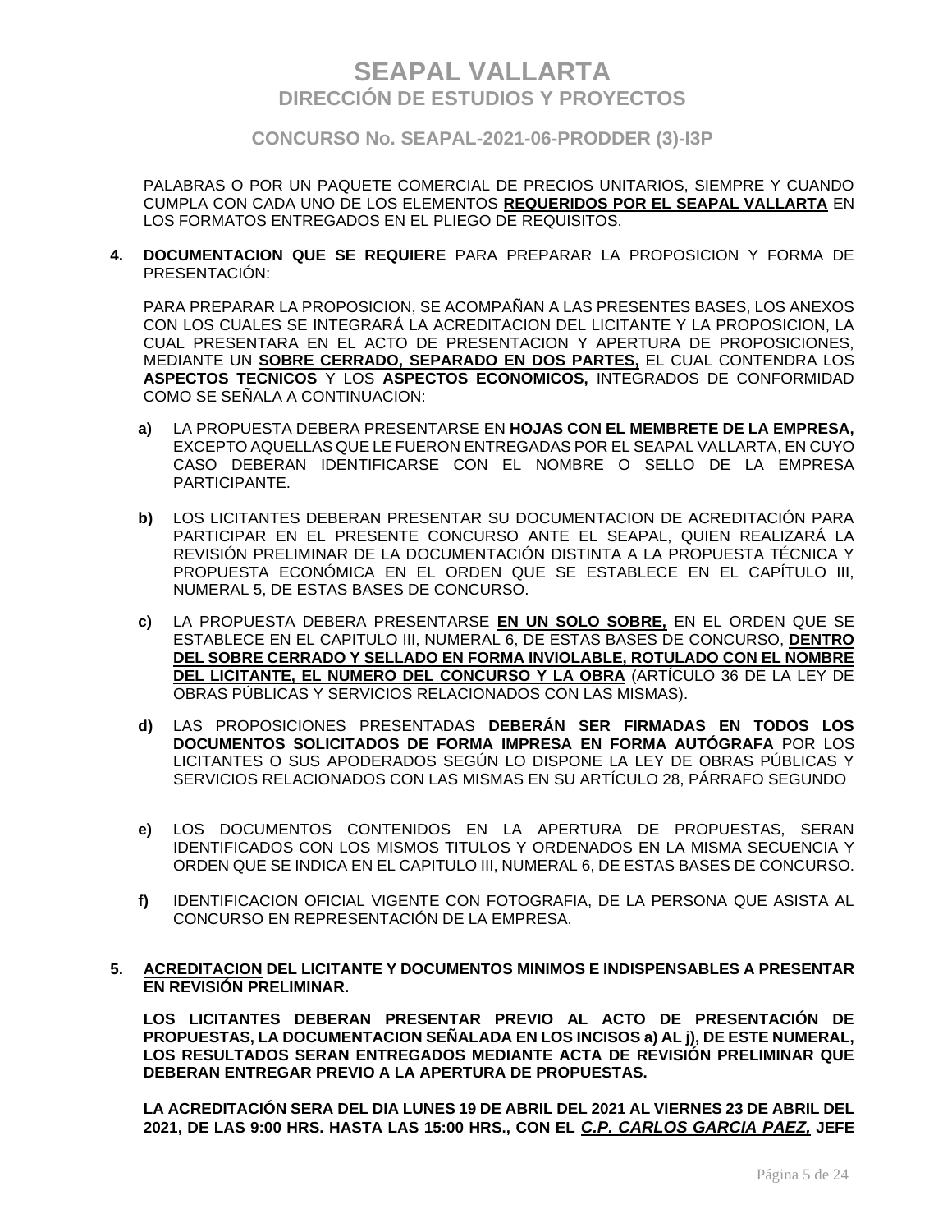PALABRAS O POR UN PAQUETE COMERCIAL DE PRECIOS UNITARIOS, SIEMPRE Y CUANDO CUMPLA CON CADA UNO DE LOS ELEMENTOS **<u>REQUERIDOS POR EL SEAPAL VALLARTA</u>** EN LOS FORMATOS ENTREGADOS EN EL PLIEGO DE REQUISITOS.

**4. DOCUMENTACION QUE SE REQUIERE** PARA PREPARAR LA PROPOSICION Y FORMA DE PRESENTACIÓN:

PARA PREPARAR LA PROPOSICION, SE ACOMPAÑAN A LAS PRESENTES BASES, LOS ANEXOS CON LOS CUALES SE INTEGRARÁ LA ACREDITACION DEL LICITANTE Y LA PROPOSICION, LA CUAL PRESENTARA EN EL ACTO DE PRESENTACION Y APERTURA DE PROPOSICIONES, MEDIANTE UN **<u>SOBRE CERRADO, SEPARADO EN DOS PARTES,</u>** EL CUAL CONTENDRA LOS **ASPECTOS TECNICOS** Y LOS **ASPECTOS ECONOMICOS,** INTEGRADOS DE CONFORMIDAD COMO SE SEÑALA A CONTINUACION:

**a)** LA PROPUESTA DEBERA PRESENTARSE EN **HOJAS CON EL MEMBRETE DE LA EMPRESA,** EXCEPTO AQUELLAS QUE LE FUERON ENTREGADAS POR EL SEAPAL VALLARTA, EN CUYO CASO DEBERAN IDENTIFICARSE CON EL NOMBRE O SELLO DE LA EMPRESA PARTICIPANTE.

**b)** LOS LICITANTES DEBERAN PRESENTAR SU DOCUMENTACION DE ACREDITACIÓN PARA PARTICIPAR EN EL PRESENTE CONCURSO ANTE EL SEAPAL, QUIEN REALIZARÁ LA REVISIÓN PRELIMINAR DE LA DOCUMENTACIÓN DISTINTA A LA PROPUESTA TÉCNICA Y PROPUESTA ECONÓMICA EN EL ORDEN QUE SE ESTABLECE EN EL CAPÍTULO III, NUMERAL 5, DE ESTAS BASES DE CONCURSO.

**c)** LA PROPUESTA DEBERA PRESENTARSE **<u>EN UN SOLO SOBRE,</u>** EN EL ORDEN QUE SE ESTABLECE EN EL CAPITULO III, NUMERAL 6, DE ESTAS BASES DE CONCURSO, **<u>DENTRO DEL SOBRE CERRADO Y SELLADO EN FORMA INVIOLABLE, ROTULADO CON EL NOMBRE DEL LICITANTE, EL NUMERO DEL CONCURSO Y LA OBRA</u>** (ARTÍCULO 36 DE LA LEY DE OBRAS PÚBLICAS Y SERVICIOS RELACIONADOS CON LAS MISMAS).

**d)** LAS PROPOSICIONES PRESENTADAS **DEBERÁN SER FIRMADAS EN TODOS LOS DOCUMENTOS SOLICITADOS DE FORMA IMPRESA EN FORMA AUTÓGRAFA** POR LOS LICITANTES O SUS APODERADOS SEGÚN LO DISPONE LA LEY DE OBRAS PÚBLICAS Y SERVICIOS RELACIONADOS CON LAS MISMAS EN SU ARTÍCULO 28, PÁRRAFO SEGUNDO

**e)** LOS DOCUMENTOS CONTENIDOS EN LA APERTURA DE PROPUESTAS, SERAN IDENTIFICADOS CON LOS MISMOS TITULOS Y ORDENADOS EN LA MISMA SECUENCIA Y ORDEN QUE SE INDICA EN EL CAPITULO III, NUMERAL 6, DE ESTAS BASES DE CONCURSO.

**f)** IDENTIFICACION OFICIAL VIGENTE CON FOTOGRAFIA, DE LA PERSONA QUE ASISTA AL CONCURSO EN REPRESENTACIÓN DE LA EMPRESA.

**5. <u>ACREDITACION</u> DEL LICITANTE Y DOCUMENTOS MINIMOS E INDISPENSABLES A PRESENTAR EN REVISIÓN PRELIMINAR.**

**LOS LICITANTES DEBERAN PRESENTAR PREVIO AL ACTO DE PRESENTACIÓN DE PROPUESTAS, LA DOCUMENTACION SEÑALADA EN LOS INCISOS a) AL j), DE ESTE NUMERAL, LOS RESULTADOS SERAN ENTREGADOS MEDIANTE ACTA DE REVISIÓN PRELIMINAR QUE DEBERAN ENTREGAR PREVIO A LA APERTURA DE PROPUESTAS.**

**LA ACREDITACIÓN SERA DEL DIA LUNES 19 DE ABRIL DEL 2021 AL VIERNES 23 DE ABRIL DEL 2021, DE LAS 9:00 HRS. HASTA LAS 15:00 HRS., CON EL *<u>C.P. CARLOS GARCIA PAEZ,</u>* JEFE**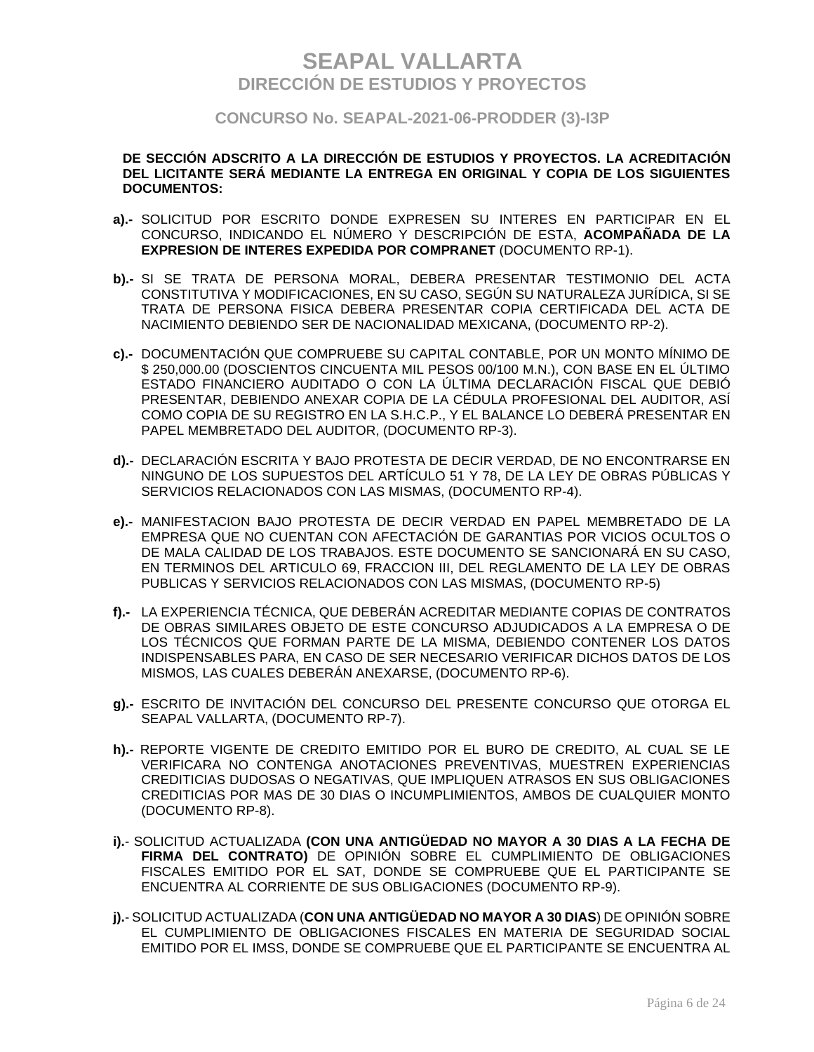**DE SECCIÓN ADSCRITO A LA DIRECCIÓN DE ESTUDIOS Y PROYECTOS. LA ACREDITACIÓN DEL LICITANTE SERÁ MEDIANTE LA ENTREGA EN ORIGINAL Y COPIA DE LOS SIGUIENTES DOCUMENTOS:**

**a).-** SOLICITUD POR ESCRITO DONDE EXPRESEN SU INTERES EN PARTICIPAR EN EL CONCURSO, INDICANDO EL NÚMERO Y DESCRIPCIÓN DE ESTA, **ACOMPAÑADA DE LA EXPRESION DE INTERES EXPEDIDA POR COMPRANET** (DOCUMENTO RP-1).

**b).-** SI SE TRATA DE PERSONA MORAL, DEBERA PRESENTAR TESTIMONIO DEL ACTA CONSTITUTIVA Y MODIFICACIONES, EN SU CASO, SEGÚN SU NATURALEZA JURÍDICA, SI SE TRATA DE PERSONA FISICA DEBERA PRESENTAR COPIA CERTIFICADA DEL ACTA DE NACIMIENTO DEBIENDO SER DE NACIONALIDAD MEXICANA, (DOCUMENTO RP-2).

**c).-** DOCUMENTACIÓN QUE COMPRUEBE SU CAPITAL CONTABLE, POR UN MONTO MÍNIMO DE $ 250,000.00 (DOSCIENTOS CINCUENTA MIL PESOS 00/100 M.N.), CON BASE EN EL ÚLTIMO ESTADO FINANCIERO AUDITADO O CON LA ÚLTIMA DECLARACIÓN FISCAL QUE DEBIÓ PRESENTAR, DEBIENDO ANEXAR COPIA DE LA CÉDULA PROFESIONAL DEL AUDITOR, ASÍ COMO COPIA DE SU REGISTRO EN LA S.H.C.P., Y EL BALANCE LO DEBERÁ PRESENTAR EN PAPEL MEMBRETADO DEL AUDITOR, (DOCUMENTO RP-3).

**d).-** DECLARACIÓN ESCRITA Y BAJO PROTESTA DE DECIR VERDAD, DE NO ENCONTRARSE EN NINGUNO DE LOS SUPUESTOS DEL ARTÍCULO 51 Y 78, DE LA LEY DE OBRAS PÚBLICAS Y SERVICIOS RELACIONADOS CON LAS MISMAS, (DOCUMENTO RP-4).

**e).-** MANIFESTACION BAJO PROTESTA DE DECIR VERDAD EN PAPEL MEMBRETADO DE LA EMPRESA QUE NO CUENTAN CON AFECTACIÓN DE GARANTIAS POR VICIOS OCULTOS O DE MALA CALIDAD DE LOS TRABAJOS. ESTE DOCUMENTO SE SANCIONARÁ EN SU CASO, EN TERMINOS DEL ARTICULO 69, FRACCION III, DEL REGLAMENTO DE LA LEY DE OBRAS PUBLICAS Y SERVICIOS RELACIONADOS CON LAS MISMAS, (DOCUMENTO RP-5)

**f).-** LA EXPERIENCIA TÉCNICA, QUE DEBERÁN ACREDITAR MEDIANTE COPIAS DE CONTRATOS DE OBRAS SIMILARES OBJETO DE ESTE CONCURSO ADJUDICADOS A LA EMPRESA O DE LOS TÉCNICOS QUE FORMAN PARTE DE LA MISMA, DEBIENDO CONTENER LOS DATOS INDISPENSABLES PARA, EN CASO DE SER NECESARIO VERIFICAR DICHOS DATOS DE LOS MISMOS, LAS CUALES DEBERÁN ANEXARSE, (DOCUMENTO RP-6).

**g).-** ESCRITO DE INVITACIÓN DEL CONCURSO DEL PRESENTE CONCURSO QUE OTORGA EL SEAPAL VALLARTA, (DOCUMENTO RP-7).

**h).-** REPORTE VIGENTE DE CREDITO EMITIDO POR EL BURO DE CREDITO, AL CUAL SE LE VERIFICARA NO CONTENGA ANOTACIONES PREVENTIVAS, MUESTREN EXPERIENCIAS CREDITICIAS DUDOSAS O NEGATIVAS, QUE IMPLIQUEN ATRASOS EN SUS OBLIGACIONES CREDITICIAS POR MAS DE 30 DIAS O INCUMPLIMIENTOS, AMBOS DE CUALQUIER MONTO (DOCUMENTO RP-8).

**i).**- SOLICITUD ACTUALIZADA **(CON UNA ANTIGÜEDAD NO MAYOR A 30 DIAS A LA FECHA DE FIRMA DEL CONTRATO)** DE OPINIÓN SOBRE EL CUMPLIMIENTO DE OBLIGACIONES FISCALES EMITIDO POR EL SAT, DONDE SE COMPRUEBE QUE EL PARTICIPANTE SE ENCUENTRA AL CORRIENTE DE SUS OBLIGACIONES (DOCUMENTO RP-9).

**j).**- SOLICITUD ACTUALIZADA (**CON UNA ANTIGÜEDAD NO MAYOR A 30 DIAS**) DE OPINIÓN SOBRE EL CUMPLIMIENTO DE OBLIGACIONES FISCALES EN MATERIA DE SEGURIDAD SOCIAL EMITIDO POR EL IMSS, DONDE SE COMPRUEBE QUE EL PARTICIPANTE SE ENCUENTRA AL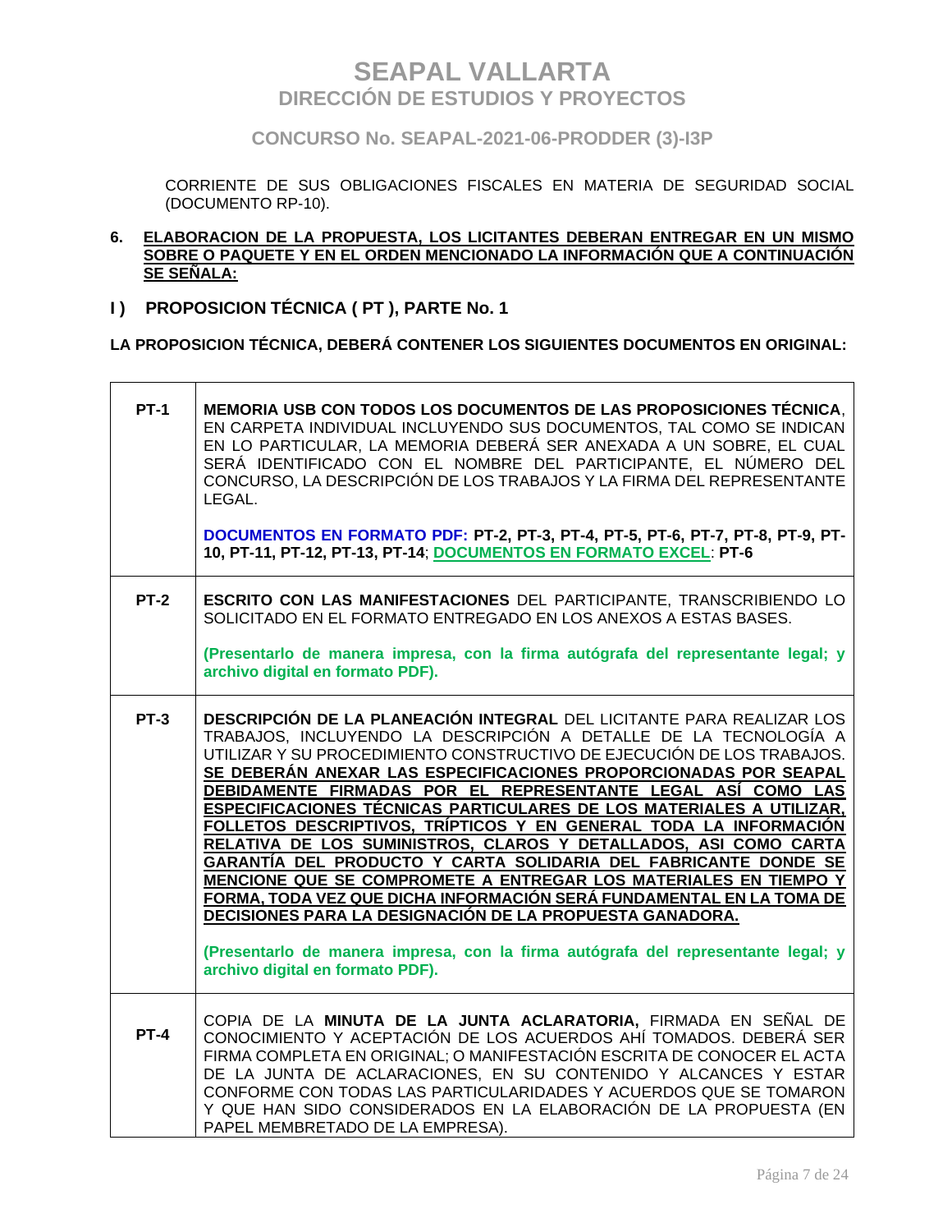CORRIENTE DE SUS OBLIGACIONES FISCALES EN MATERIA DE SEGURIDAD SOCIAL (DOCUMENTO RP-10).

**6. ELABORACION DE LA PROPUESTA, LOS LICITANTES DEBERAN ENTREGAR EN UN MISMO SOBRE O PAQUETE Y EN EL ORDEN MENCIONADO LA INFORMACIÓN QUE A CONTINUACIÓN SE SEÑALA:**

## I ) PROPOSICION TÉCNICA ( PT ), PARTE No. 1

**LA PROPOSICION TÉCNICA, DEBERÁ CONTENER LOS SIGUIENTES DOCUMENTOS EN ORIGINAL:**

| | |
|---|---|
| **PT-1** | **MEMORIA USB CON TODOS LOS DOCUMENTOS DE LAS PROPOSICIONES TÉCNICA**, EN CARPETA INDIVIDUAL INCLUYENDO SUS DOCUMENTOS, TAL COMO SE INDICAN EN LO PARTICULAR, LA MEMORIA DEBERÁ SER ANEXADA A UN SOBRE, EL CUAL SERÁ IDENTIFICADO CON EL NOMBRE DEL PARTICIPANTE, EL NÚMERO DEL CONCURSO, LA DESCRIPCIÓN DE LOS TRABAJOS Y LA FIRMA DEL REPRESENTANTE LEGAL.<br><br>**DOCUMENTOS EN FORMATO PDF: PT-2, PT-3, PT-4, PT-5, PT-6, PT-7, PT-8, PT-9, PT-10, PT-11, PT-12, PT-13, PT-14**; **DOCUMENTOS EN FORMATO EXCEL**: **PT-6** |
| **PT-2** | **ESCRITO CON LAS MANIFESTACIONES** DEL PARTICIPANTE, TRANSCRIBIENDO LO SOLICITADO EN EL FORMATO ENTREGADO EN LOS ANEXOS A ESTAS BASES.<br><br>**(Presentarlo de manera impresa, con la firma autógrafa del representante legal; y archivo digital en formato PDF).** |
| **PT-3** | **DESCRIPCIÓN DE LA PLANEACIÓN INTEGRAL** DEL LICITANTE PARA REALIZAR LOS TRABAJOS, INCLUYENDO LA DESCRIPCIÓN A DETALLE DE LA TECNOLOGÍA A UTILIZAR Y SU PROCEDIMIENTO CONSTRUCTIVO DE EJECUCIÓN DE LOS TRABAJOS. **SE DEBERÁN ANEXAR LAS ESPECIFICACIONES PROPORCIONADAS POR SEAPAL DEBIDAMENTE FIRMADAS POR EL REPRESENTANTE LEGAL ASÍ COMO LAS ESPECIFICACIONES TÉCNICAS PARTICULARES DE LOS MATERIALES A UTILIZAR, FOLLETOS DESCRIPTIVOS, TRÍPTICOS Y EN GENERAL TODA LA INFORMACIÓN RELATIVA DE LOS SUMINISTROS, CLAROS Y DETALLADOS, ASI COMO CARTA GARANTÍA DEL PRODUCTO Y CARTA SOLIDARIA DEL FABRICANTE DONDE SE MENCIONE QUE SE COMPROMETE A ENTREGAR LOS MATERIALES EN TIEMPO Y FORMA, TODA VEZ QUE DICHA INFORMACIÓN SERÁ FUNDAMENTAL EN LA TOMA DE DECISIONES PARA LA DESIGNACIÓN DE LA PROPUESTA GANADORA.**<br><br>**(Presentarlo de manera impresa, con la firma autógrafa del representante legal; y archivo digital en formato PDF).** |
| **PT-4** | COPIA DE LA **MINUTA DE LA JUNTA ACLARATORIA,** FIRMADA EN SEÑAL DE CONOCIMIENTO Y ACEPTACIÓN DE LOS ACUERDOS AHÍ TOMADOS. DEBERÁ SER FIRMA COMPLETA EN ORIGINAL; O MANIFESTACIÓN ESCRITA DE CONOCER EL ACTA DE LA JUNTA DE ACLARACIONES, EN SU CONTENIDO Y ALCANCES Y ESTAR CONFORME CON TODAS LAS PARTICULARIDADES Y ACUERDOS QUE SE TOMARON Y QUE HAN SIDO CONSIDERADOS EN LA ELABORACIÓN DE LA PROPUESTA (EN PAPEL MEMBRETADO DE LA EMPRESA). |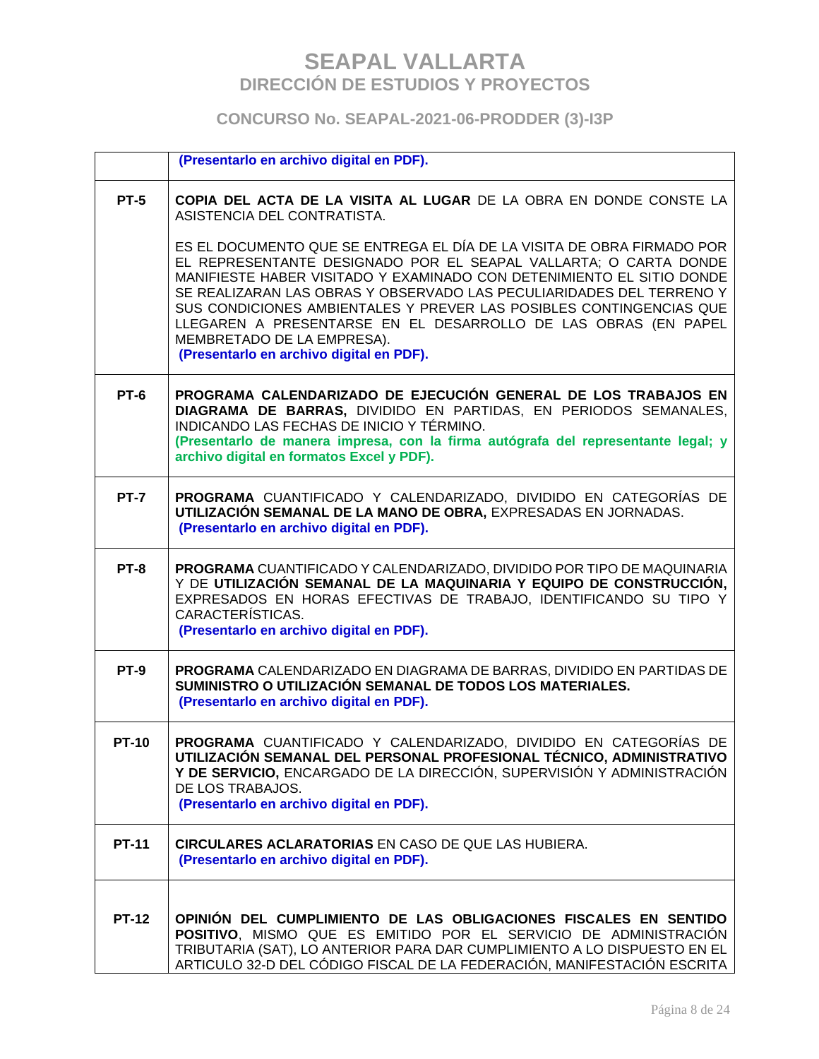# SEAPAL VALLARTA
## DIRECCIÓN DE ESTUDIOS Y PROYECTOS

### CONCURSO No. SEAPAL-2021-06-PRODDER (3)-I3P

| | |
|---|---|
| | **(Presentarlo en archivo digital en PDF).** |
| **PT-5** | **COPIA DEL ACTA DE LA VISITA AL LUGAR** DE LA OBRA EN DONDE CONSTE LA ASISTENCIA DEL CONTRATISTA.<br><br>ES EL DOCUMENTO QUE SE ENTREGA EL DÍA DE LA VISITA DE OBRA FIRMADO POR EL REPRESENTANTE DESIGNADO POR EL SEAPAL VALLARTA; O CARTA DONDE MANIFIESTE HABER VISITADO Y EXAMINADO CON DETENIMIENTO EL SITIO DONDE SE REALIZARAN LAS OBRAS Y OBSERVADO LAS PECULIARIDADES DEL TERRENO Y SUS CONDICIONES AMBIENTALES Y PREVER LAS POSIBLES CONTINGENCIAS QUE LLEGAREN A PRESENTARSE EN EL DESARROLLO DE LAS OBRAS (EN PAPEL MEMBRETADO DE LA EMPRESA).<br>**(Presentarlo en archivo digital en PDF).** |
| **PT-6** | **PROGRAMA CALENDARIZADO DE EJECUCIÓN GENERAL DE LOS TRABAJOS EN DIAGRAMA DE BARRAS,** DIVIDIDO EN PARTIDAS, EN PERIODOS SEMANALES, INDICANDO LAS FECHAS DE INICIO Y TÉRMINO.<br>**(Presentarlo de manera impresa, con la firma autógrafa del representante legal; y archivo digital en formatos Excel y PDF).** |
| **PT-7** | **PROGRAMA** CUANTIFICADO Y CALENDARIZADO, DIVIDIDO EN CATEGORÍAS DE **UTILIZACIÓN SEMANAL DE LA MANO DE OBRA,** EXPRESADAS EN JORNADAS.<br>**(Presentarlo en archivo digital en PDF).** |
| **PT-8** | **PROGRAMA** CUANTIFICADO Y CALENDARIZADO, DIVIDIDO POR TIPO DE MAQUINARIA Y DE **UTILIZACIÓN SEMANAL DE LA MAQUINARIA Y EQUIPO DE CONSTRUCCIÓN,** EXPRESADOS EN HORAS EFECTIVAS DE TRABAJO, IDENTIFICANDO SU TIPO Y CARACTERÍSTICAS.<br>**(Presentarlo en archivo digital en PDF).** |
| **PT-9** | **PROGRAMA** CALENDARIZADO EN DIAGRAMA DE BARRAS, DIVIDIDO EN PARTIDAS DE **SUMINISTRO O UTILIZACIÓN SEMANAL DE TODOS LOS MATERIALES.**<br>**(Presentarlo en archivo digital en PDF).** |
| **PT-10** | **PROGRAMA** CUANTIFICADO Y CALENDARIZADO, DIVIDIDO EN CATEGORÍAS DE **UTILIZACIÓN SEMANAL DEL PERSONAL PROFESIONAL TÉCNICO, ADMINISTRATIVO Y DE SERVICIO,** ENCARGADO DE LA DIRECCIÓN, SUPERVISIÓN Y ADMINISTRACIÓN DE LOS TRABAJOS.<br>**(Presentarlo en archivo digital en PDF).** |
| **PT-11** | **CIRCULARES ACLARATORIAS** EN CASO DE QUE LAS HUBIERA.<br>**(Presentarlo en archivo digital en PDF).** |
| **PT-12** | **OPINIÓN DEL CUMPLIMIENTO DE LAS OBLIGACIONES FISCALES EN SENTIDO POSITIVO**, MISMO QUE ES EMITIDO POR EL SERVICIO DE ADMINISTRACIÓN TRIBUTARIA (SAT), LO ANTERIOR PARA DAR CUMPLIMIENTO A LO DISPUESTO EN EL ARTICULO 32-D DEL CÓDIGO FISCAL DE LA FEDERACIÓN, MANIFESTACIÓN ESCRITA |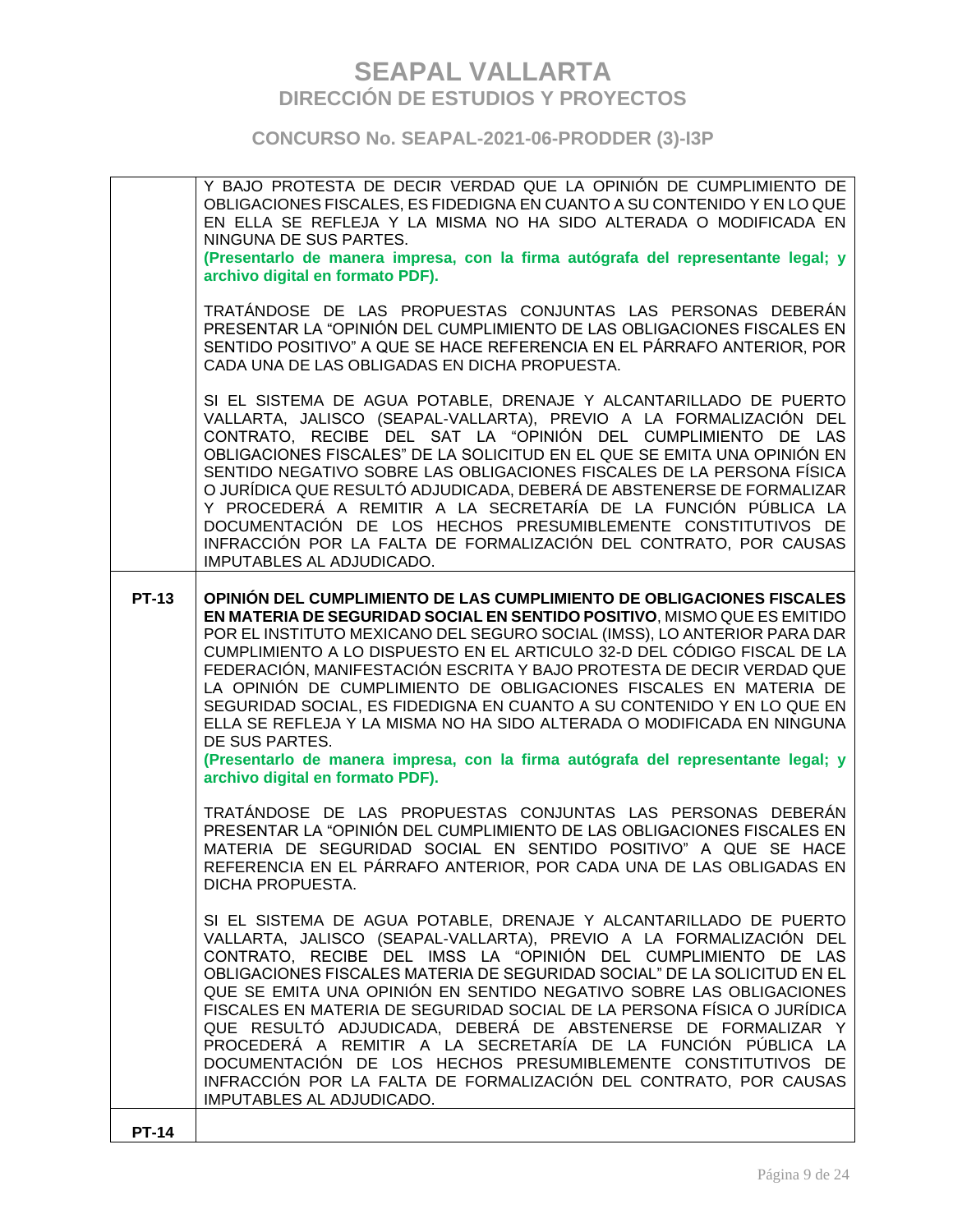| | |
|---|---|
| | Y BAJO PROTESTA DE DECIR VERDAD QUE LA OPINIÓN DE CUMPLIMIENTO DE OBLIGACIONES FISCALES, ES FIDEDIGNA EN CUANTO A SU CONTENIDO Y EN LO QUE EN ELLA SE REFLEJA Y LA MISMA NO HA SIDO ALTERADA O MODIFICADA EN NINGUNA DE SUS PARTES.<br>**(Presentarlo de manera impresa, con la firma autógrafa del representante legal; y archivo digital en formato PDF).**<br><br>TRATÁNDOSE DE LAS PROPUESTAS CONJUNTAS LAS PERSONAS DEBERÁN PRESENTAR LA "OPINIÓN DEL CUMPLIMIENTO DE LAS OBLIGACIONES FISCALES EN SENTIDO POSITIVO" A QUE SE HACE REFERENCIA EN EL PÁRRAFO ANTERIOR, POR CADA UNA DE LAS OBLIGADAS EN DICHA PROPUESTA.<br><br>SI EL SISTEMA DE AGUA POTABLE, DRENAJE Y ALCANTARILLADO DE PUERTO VALLARTA, JALISCO (SEAPAL-VALLARTA), PREVIO A LA FORMALIZACIÓN DEL CONTRATO, RECIBE DEL SAT LA "OPINIÓN DEL CUMPLIMIENTO DE LAS OBLIGACIONES FISCALES" DE LA SOLICITUD EN EL QUE SE EMITA UNA OPINIÓN EN SENTIDO NEGATIVO SOBRE LAS OBLIGACIONES FISCALES DE LA PERSONA FÍSICA O JURÍDICA QUE RESULTÓ ADJUDICADA, DEBERÁ DE ABSTENERSE DE FORMALIZAR Y PROCEDERÁ A REMITIR A LA SECRETARÍA DE LA FUNCIÓN PÚBLICA LA DOCUMENTACIÓN DE LOS HECHOS PRESUMIBLEMENTE CONSTITUTIVOS DE INFRACCIÓN POR LA FALTA DE FORMALIZACIÓN DEL CONTRATO, POR CAUSAS IMPUTABLES AL ADJUDICADO. |
| **PT-13** | **OPINIÓN DEL CUMPLIMIENTO DE LAS CUMPLIMIENTO DE OBLIGACIONES FISCALES EN MATERIA DE SEGURIDAD SOCIAL EN SENTIDO POSITIVO**, MISMO QUE ES EMITIDO POR EL INSTITUTO MEXICANO DEL SEGURO SOCIAL (IMSS), LO ANTERIOR PARA DAR CUMPLIMIENTO A LO DISPUESTO EN EL ARTICULO 32-D DEL CÓDIGO FISCAL DE LA FEDERACIÓN, MANIFESTACIÓN ESCRITA Y BAJO PROTESTA DE DECIR VERDAD QUE LA OPINIÓN DE CUMPLIMIENTO DE OBLIGACIONES FISCALES EN MATERIA DE SEGURIDAD SOCIAL, ES FIDEDIGNA EN CUANTO A SU CONTENIDO Y EN LO QUE EN ELLA SE REFLEJA Y LA MISMA NO HA SIDO ALTERADA O MODIFICADA EN NINGUNA DE SUS PARTES.<br>**(Presentarlo de manera impresa, con la firma autógrafa del representante legal; y archivo digital en formato PDF).**<br><br>TRATÁNDOSE DE LAS PROPUESTAS CONJUNTAS LAS PERSONAS DEBERÁN PRESENTAR LA "OPINIÓN DEL CUMPLIMIENTO DE LAS OBLIGACIONES FISCALES EN MATERIA DE SEGURIDAD SOCIAL EN SENTIDO POSITIVO" A QUE SE HACE REFERENCIA EN EL PÁRRAFO ANTERIOR, POR CADA UNA DE LAS OBLIGADAS EN DICHA PROPUESTA.<br><br>SI EL SISTEMA DE AGUA POTABLE, DRENAJE Y ALCANTARILLADO DE PUERTO VALLARTA, JALISCO (SEAPAL-VALLARTA), PREVIO A LA FORMALIZACIÓN DEL CONTRATO, RECIBE DEL IMSS LA "OPINIÓN DEL CUMPLIMIENTO DE LAS OBLIGACIONES FISCALES MATERIA DE SEGURIDAD SOCIAL" DE LA SOLICITUD EN EL QUE SE EMITA UNA OPINIÓN EN SENTIDO NEGATIVO SOBRE LAS OBLIGACIONES FISCALES EN MATERIA DE SEGURIDAD SOCIAL DE LA PERSONA FÍSICA O JURÍDICA QUE RESULTÓ ADJUDICADA, DEBERÁ DE ABSTENERSE DE FORMALIZAR Y PROCEDERÁ A REMITIR A LA SECRETARÍA DE LA FUNCIÓN PÚBLICA LA DOCUMENTACIÓN DE LOS HECHOS PRESUMIBLEMENTE CONSTITUTIVOS DE INFRACCIÓN POR LA FALTA DE FORMALIZACIÓN DEL CONTRATO, POR CAUSAS IMPUTABLES AL ADJUDICADO. |
| **PT-14** | |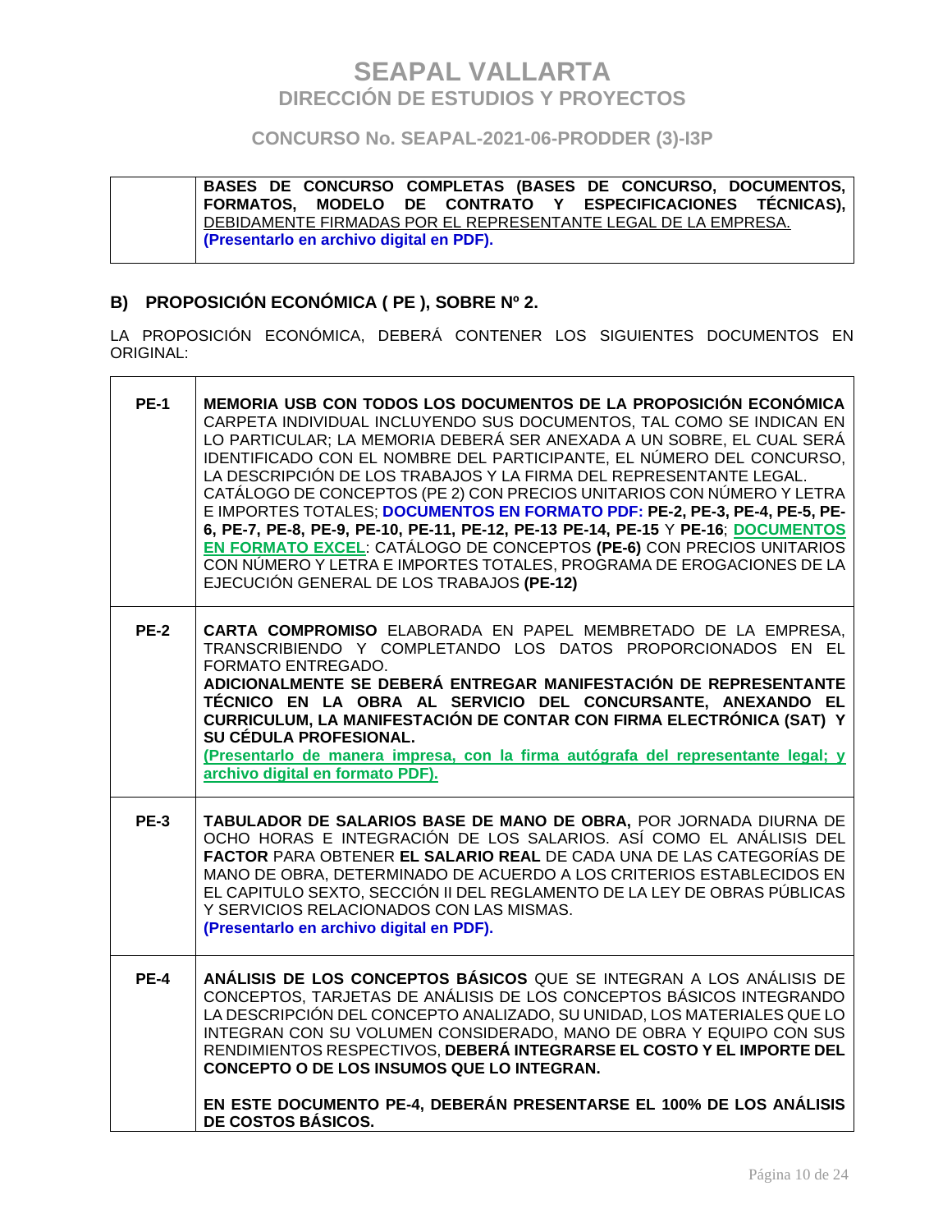| | |
|---|---|
| | **BASES DE CONCURSO COMPLETAS (BASES DE CONCURSO, DOCUMENTOS, FORMATOS, MODELO DE CONTRATO Y ESPECIFICACIONES TÉCNICAS),** DEBIDAMENTE FIRMADAS POR EL REPRESENTANTE LEGAL DE LA EMPRESA. **(Presentarlo en archivo digital en PDF).** |

## B) PROPOSICIÓN ECONÓMICA ( PE ), SOBRE Nº 2.

LA PROPOSICIÓN ECONÓMICA, DEBERÁ CONTENER LOS SIGUIENTES DOCUMENTOS EN ORIGINAL:

| | |
|---|---|
| **PE-1** | **MEMORIA USB CON TODOS LOS DOCUMENTOS DE LA PROPOSICIÓN ECONÓMICA** CARPETA INDIVIDUAL INCLUYENDO SUS DOCUMENTOS, TAL COMO SE INDICAN EN LO PARTICULAR; LA MEMORIA DEBERÁ SER ANEXADA A UN SOBRE, EL CUAL SERÁ IDENTIFICADO CON EL NOMBRE DEL PARTICIPANTE, EL NÚMERO DEL CONCURSO, LA DESCRIPCIÓN DE LOS TRABAJOS Y LA FIRMA DEL REPRESENTANTE LEGAL. CATÁLOGO DE CONCEPTOS (PE 2) CON PRECIOS UNITARIOS CON NÚMERO Y LETRA E IMPORTES TOTALES; **DOCUMENTOS EN FORMATO PDF: PE-2, PE-3, PE-4, PE-5, PE-6, PE-7, PE-8, PE-9, PE-10, PE-11, PE-12, PE-13 PE-14, PE-15** Y **PE-16**; **DOCUMENTOS EN FORMATO EXCEL**: CATÁLOGO DE CONCEPTOS **(PE-6)** CON PRECIOS UNITARIOS CON NÚMERO Y LETRA E IMPORTES TOTALES, PROGRAMA DE EROGACIONES DE LA EJECUCIÓN GENERAL DE LOS TRABAJOS **(PE-12)** |
| **PE-2** | **CARTA COMPROMISO** ELABORADA EN PAPEL MEMBRETADO DE LA EMPRESA, TRANSCRIBIENDO Y COMPLETANDO LOS DATOS PROPORCIONADOS EN EL FORMATO ENTREGADO. **ADICIONALMENTE SE DEBERÁ ENTREGAR MANIFESTACIÓN DE REPRESENTANTE TÉCNICO EN LA OBRA AL SERVICIO DEL CONCURSANTE, ANEXANDO EL CURRICULUM, LA MANIFESTACIÓN DE CONTAR CON FIRMA ELECTRÓNICA (SAT) Y SU CÉDULA PROFESIONAL.** **(Presentarlo de manera impresa, con la firma autógrafa del representante legal; y archivo digital en formato PDF).** |
| **PE-3** | **TABULADOR DE SALARIOS BASE DE MANO DE OBRA,** POR JORNADA DIURNA DE OCHO HORAS E INTEGRACIÓN DE LOS SALARIOS. ASÍ COMO EL ANÁLISIS DEL **FACTOR** PARA OBTENER **EL SALARIO REAL** DE CADA UNA DE LAS CATEGORÍAS DE MANO DE OBRA, DETERMINADO DE ACUERDO A LOS CRITERIOS ESTABLECIDOS EN EL CAPITULO SEXTO, SECCIÓN II DEL REGLAMENTO DE LA LEY DE OBRAS PÚBLICAS Y SERVICIOS RELACIONADOS CON LAS MISMAS. **(Presentarlo en archivo digital en PDF).** |
| **PE-4** | **ANÁLISIS DE LOS CONCEPTOS BÁSICOS** QUE SE INTEGRAN A LOS ANÁLISIS DE CONCEPTOS, TARJETAS DE ANÁLISIS DE LOS CONCEPTOS BÁSICOS INTEGRANDO LA DESCRIPCIÓN DEL CONCEPTO ANALIZADO, SU UNIDAD, LOS MATERIALES QUE LO INTEGRAN CON SU VOLUMEN CONSIDERADO, MANO DE OBRA Y EQUIPO CON SUS RENDIMIENTOS RESPECTIVOS, **DEBERÁ INTEGRARSE EL COSTO Y EL IMPORTE DEL CONCEPTO O DE LOS INSUMOS QUE LO INTEGRAN.** **EN ESTE DOCUMENTO PE-4, DEBERÁN PRESENTARSE EL 100% DE LOS ANÁLISIS DE COSTOS BÁSICOS.** |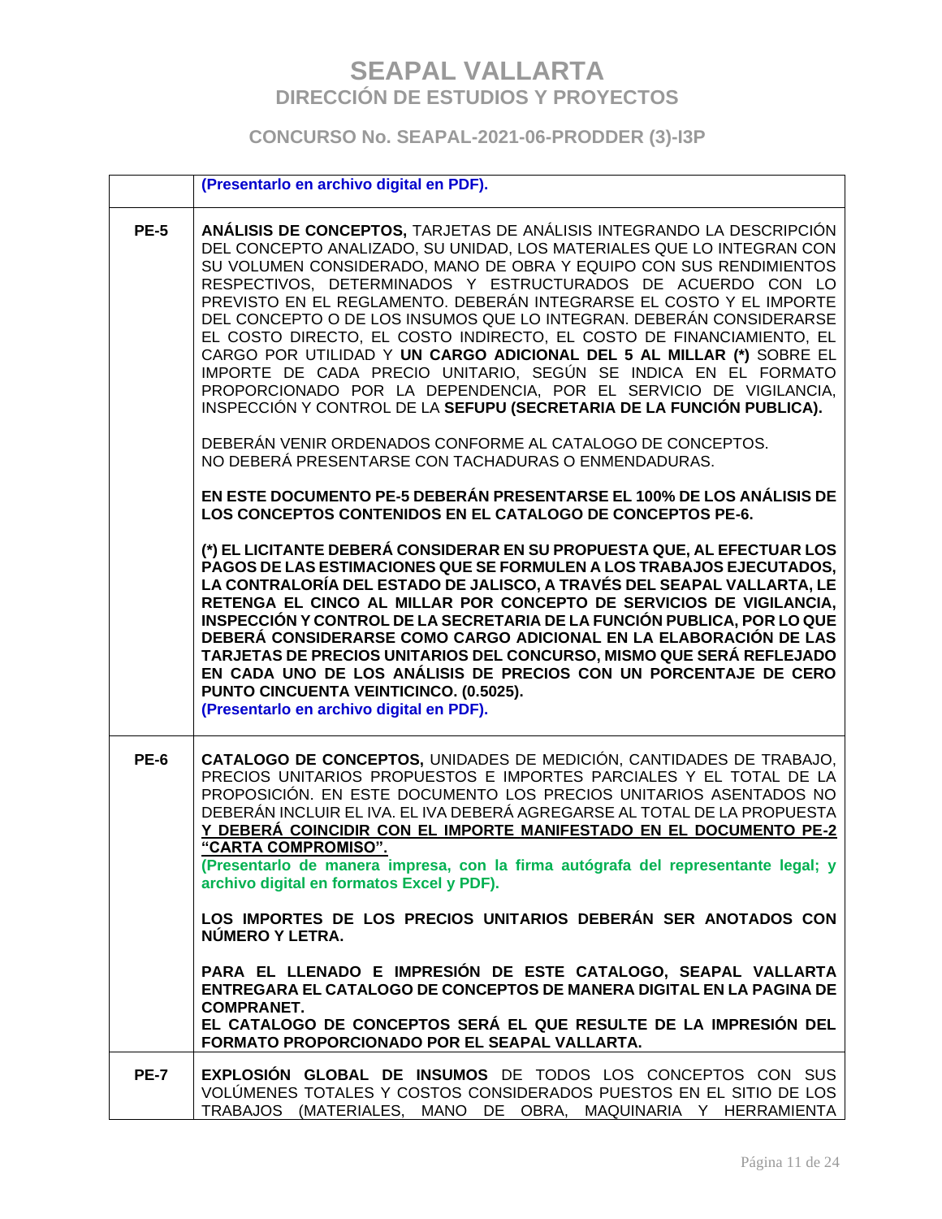| | |
|---|---|
| | **(Presentarlo en archivo digital en PDF).** |
| **PE-5** | **ANÁLISIS DE CONCEPTOS,** TARJETAS DE ANÁLISIS INTEGRANDO LA DESCRIPCIÓN DEL CONCEPTO ANALIZADO, SU UNIDAD, LOS MATERIALES QUE LO INTEGRAN CON SU VOLUMEN CONSIDERADO, MANO DE OBRA Y EQUIPO CON SUS RENDIMIENTOS RESPECTIVOS, DETERMINADOS Y ESTRUCTURADOS DE ACUERDO CON LO PREVISTO EN EL REGLAMENTO. DEBERÁN INTEGRARSE EL COSTO Y EL IMPORTE DEL CONCEPTO O DE LOS INSUMOS QUE LO INTEGRAN. DEBERÁN CONSIDERARSE EL COSTO DIRECTO, EL COSTO INDIRECTO, EL COSTO DE FINANCIAMIENTO, EL CARGO POR UTILIDAD Y **UN CARGO ADICIONAL DEL 5 AL MILLAR (*)** SOBRE EL IMPORTE DE CADA PRECIO UNITARIO, SEGÚN SE INDICA EN EL FORMATO PROPORCIONADO POR LA DEPENDENCIA, POR EL SERVICIO DE VIGILANCIA, INSPECCIÓN Y CONTROL DE LA **SEFUPU (SECRETARIA DE LA FUNCIÓN PUBLICA).**<br><br>DEBERÁN VENIR ORDENADOS CONFORME AL CATALOGO DE CONCEPTOS.<br>NO DEBERÁ PRESENTARSE CON TACHADURAS O ENMENDADURAS.<br><br>**EN ESTE DOCUMENTO PE-5 DEBERÁN PRESENTARSE EL 100% DE LOS ANÁLISIS DE LOS CONCEPTOS CONTENIDOS EN EL CATALOGO DE CONCEPTOS PE-6.**<br><br>**(*) EL LICITANTE DEBERÁ CONSIDERAR EN SU PROPUESTA QUE, AL EFECTUAR LOS PAGOS DE LAS ESTIMACIONES QUE SE FORMULEN A LOS TRABAJOS EJECUTADOS, LA CONTRALORÍA DEL ESTADO DE JALISCO, A TRAVÉS DEL SEAPAL VALLARTA, LE RETENGA EL CINCO AL MILLAR POR CONCEPTO DE SERVICIOS DE VIGILANCIA, INSPECCIÓN Y CONTROL DE LA SECRETARIA DE LA FUNCIÓN PUBLICA, POR LO QUE DEBERÁ CONSIDERARSE COMO CARGO ADICIONAL EN LA ELABORACIÓN DE LAS TARJETAS DE PRECIOS UNITARIOS DEL CONCURSO, MISMO QUE SERÁ REFLEJADO EN CADA UNO DE LOS ANÁLISIS DE PRECIOS CON UN PORCENTAJE DE CERO PUNTO CINCUENTA VEINTICINCO. (0.5025).**<br>**(Presentarlo en archivo digital en PDF).** |
| **PE-6** | **CATALOGO DE CONCEPTOS,** UNIDADES DE MEDICIÓN, CANTIDADES DE TRABAJO, PRECIOS UNITARIOS PROPUESTOS E IMPORTES PARCIALES Y EL TOTAL DE LA PROPOSICIÓN. EN ESTE DOCUMENTO LOS PRECIOS UNITARIOS ASENTADOS NO DEBERÁN INCLUIR EL IVA. EL IVA DEBERÁ AGREGARSE AL TOTAL DE LA PROPUESTA **Y DEBERÁ COINCIDIR CON EL IMPORTE MANIFESTADO EN EL DOCUMENTO PE-2 "CARTA COMPROMISO".**<br>**(Presentarlo de manera impresa, con la firma autógrafa del representante legal; y archivo digital en formatos Excel y PDF).**<br><br>**LOS IMPORTES DE LOS PRECIOS UNITARIOS DEBERÁN SER ANOTADOS CON NÚMERO Y LETRA.**<br><br>**PARA EL LLENADO E IMPRESIÓN DE ESTE CATALOGO, SEAPAL VALLARTA ENTREGARA EL CATALOGO DE CONCEPTOS DE MANERA DIGITAL EN LA PAGINA DE COMPRANET.**<br>**EL CATALOGO DE CONCEPTOS SERÁ EL QUE RESULTE DE LA IMPRESIÓN DEL FORMATO PROPORCIONADO POR EL SEAPAL VALLARTA.** |
| **PE-7** | **EXPLOSIÓN GLOBAL DE INSUMOS** DE TODOS LOS CONCEPTOS CON SUS VOLÚMENES TOTALES Y COSTOS CONSIDERADOS PUESTOS EN EL SITIO DE LOS TRABAJOS (MATERIALES, MANO DE OBRA, MAQUINARIA Y HERRAMIENTA |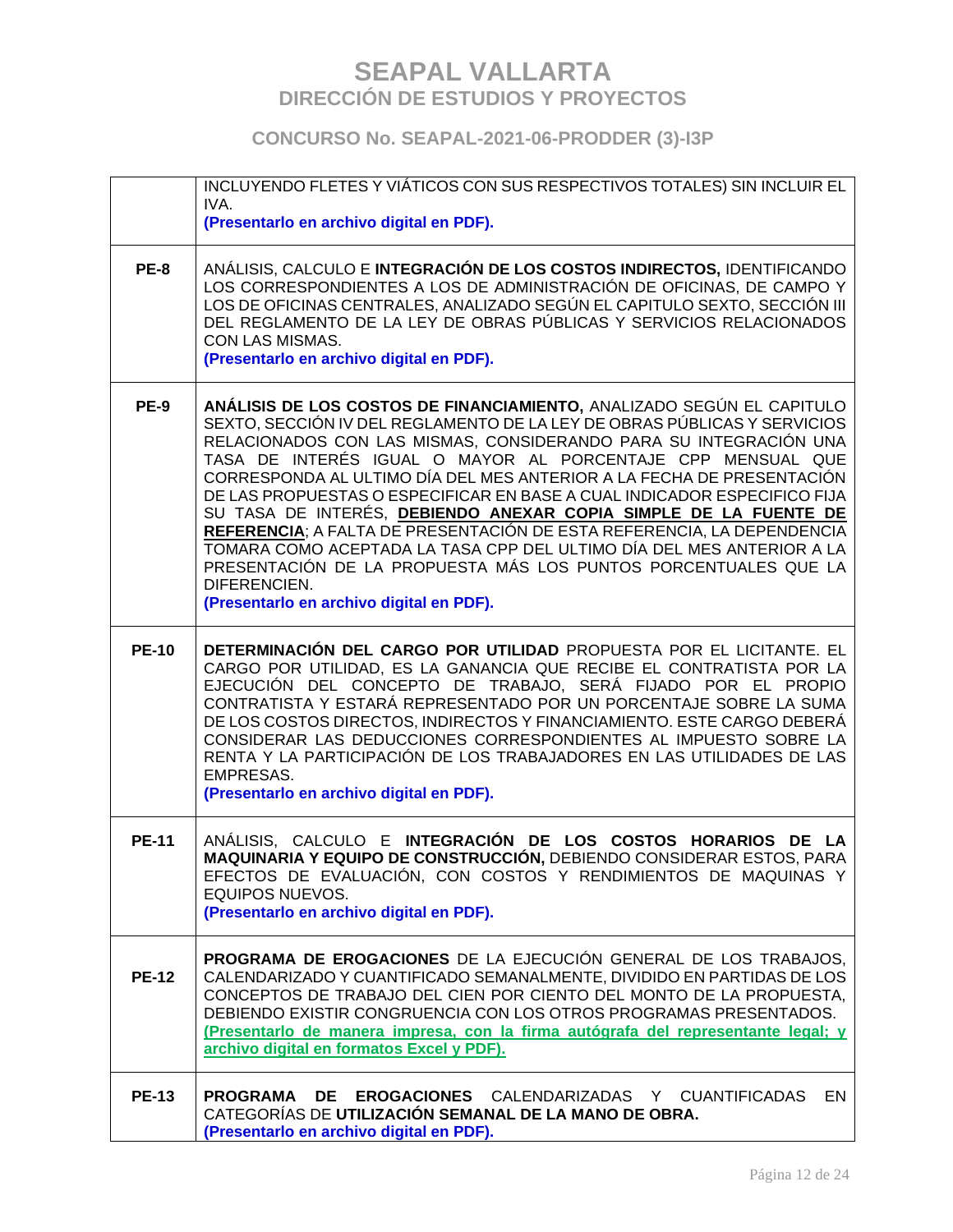# SEAPAL VALLARTA
## DIRECCIÓN DE ESTUDIOS Y PROYECTOS

### CONCURSO No. SEAPAL-2021-06-PRODDER (3)-I3P

| | |
|---|---|
| | INCLUYENDO FLETES Y VIÁTICOS CON SUS RESPECTIVOS TOTALES) SIN INCLUIR EL IVA. **(Presentarlo en archivo digital en PDF).** |
| **PE-8** | ANÁLISIS, CALCULO E **INTEGRACIÓN DE LOS COSTOS INDIRECTOS,** IDENTIFICANDO LOS CORRESPONDIENTES A LOS DE ADMINISTRACIÓN DE OFICINAS, DE CAMPO Y LOS DE OFICINAS CENTRALES, ANALIZADO SEGÚN EL CAPITULO SEXTO, SECCIÓN III DEL REGLAMENTO DE LA LEY DE OBRAS PÚBLICAS Y SERVICIOS RELACIONADOS CON LAS MISMAS. **(Presentarlo en archivo digital en PDF).** |
| **PE-9** | **ANÁLISIS DE LOS COSTOS DE FINANCIAMIENTO,** ANALIZADO SEGÚN EL CAPITULO SEXTO, SECCIÓN IV DEL REGLAMENTO DE LA LEY DE OBRAS PÚBLICAS Y SERVICIOS RELACIONADOS CON LAS MISMAS, CONSIDERANDO PARA SU INTEGRACIÓN UNA TASA DE INTERÉS IGUAL O MAYOR AL PORCENTAJE CPP MENSUAL QUE CORRESPONDA AL ULTIMO DÍA DEL MES ANTERIOR A LA FECHA DE PRESENTACIÓN DE LAS PROPUESTAS O ESPECIFICAR EN BASE A CUAL INDICADOR ESPECIFICO FIJA SU TASA DE INTERÉS, **DEBIENDO ANEXAR COPIA SIMPLE DE LA FUENTE DE REFERENCIA**; A FALTA DE PRESENTACIÓN DE ESTA REFERENCIA, LA DEPENDENCIA TOMARA COMO ACEPTADA LA TASA CPP DEL ULTIMO DÍA DEL MES ANTERIOR A LA PRESENTACIÓN DE LA PROPUESTA MÁS LOS PUNTOS PORCENTUALES QUE LA DIFERENCIEN. **(Presentarlo en archivo digital en PDF).** |
| **PE-10** | **DETERMINACIÓN DEL CARGO POR UTILIDAD** PROPUESTA POR EL LICITANTE. EL CARGO POR UTILIDAD, ES LA GANANCIA QUE RECIBE EL CONTRATISTA POR LA EJECUCIÓN DEL CONCEPTO DE TRABAJO, SERÁ FIJADO POR EL PROPIO CONTRATISTA Y ESTARÁ REPRESENTADO POR UN PORCENTAJE SOBRE LA SUMA DE LOS COSTOS DIRECTOS, INDIRECTOS Y FINANCIAMIENTO. ESTE CARGO DEBERÁ CONSIDERAR LAS DEDUCCIONES CORRESPONDIENTES AL IMPUESTO SOBRE LA RENTA Y LA PARTICIPACIÓN DE LOS TRABAJADORES EN LAS UTILIDADES DE LAS EMPRESAS. **(Presentarlo en archivo digital en PDF).** |
| **PE-11** | ANÁLISIS, CALCULO E **INTEGRACIÓN DE LOS COSTOS HORARIOS DE LA MAQUINARIA Y EQUIPO DE CONSTRUCCIÓN,** DEBIENDO CONSIDERAR ESTOS, PARA EFECTOS DE EVALUACIÓN, CON COSTOS Y RENDIMIENTOS DE MAQUINAS Y EQUIPOS NUEVOS. **(Presentarlo en archivo digital en PDF).** |
| **PE-12** | **PROGRAMA DE EROGACIONES** DE LA EJECUCIÓN GENERAL DE LOS TRABAJOS, CALENDARIZADO Y CUANTIFICADO SEMANALMENTE, DIVIDIDO EN PARTIDAS DE LOS CONCEPTOS DE TRABAJO DEL CIEN POR CIENTO DEL MONTO DE LA PROPUESTA, DEBIENDO EXISTIR CONGRUENCIA CON LOS OTROS PROGRAMAS PRESENTADOS. **(Presentarlo de manera impresa, con la firma autógrafa del representante legal; y archivo digital en formatos Excel y PDF).** |
| **PE-13** | **PROGRAMA DE EROGACIONES** CALENDARIZADAS Y CUANTIFICADAS EN CATEGORÍAS DE **UTILIZACIÓN SEMANAL DE LA MANO DE OBRA.** **(Presentarlo en archivo digital en PDF).** |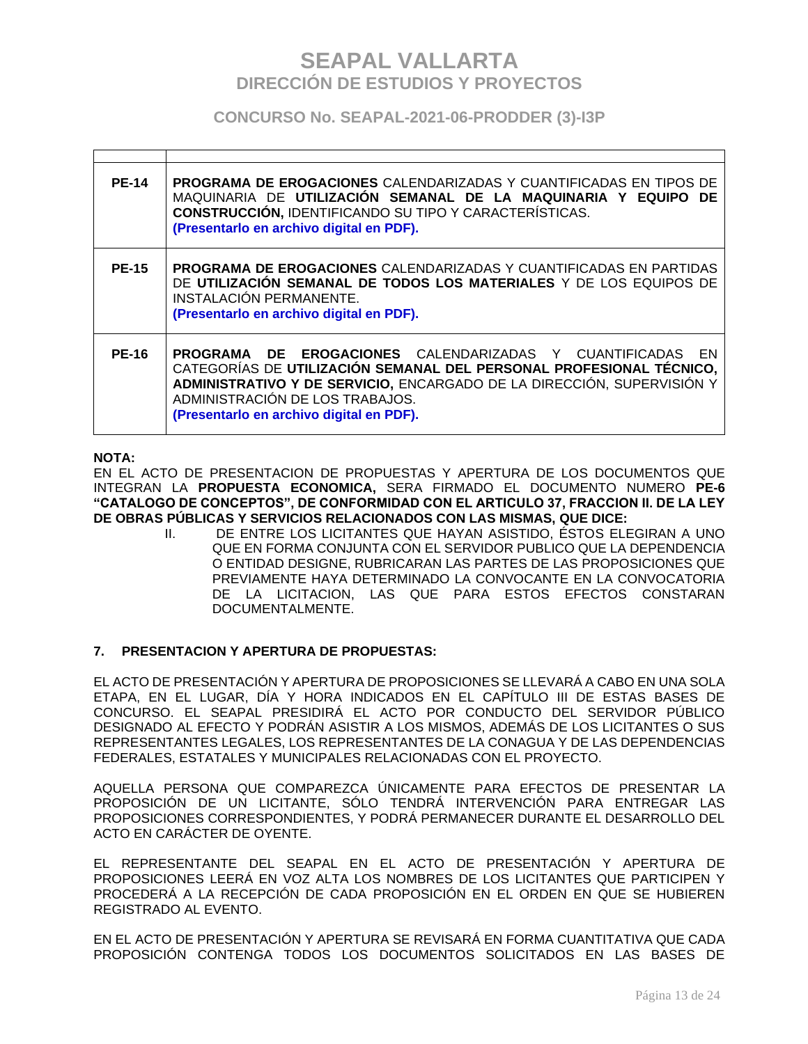| | |
|---|---|
| **PE-14** | **PROGRAMA DE EROGACIONES** CALENDARIZADAS Y CUANTIFICADAS EN TIPOS DE MAQUINARIA DE **UTILIZACIÓN SEMANAL DE LA MAQUINARIA Y EQUIPO DE CONSTRUCCIÓN,** IDENTIFICANDO SU TIPO Y CARACTERÍSTICAS. **(Presentarlo en archivo digital en PDF).** |
| **PE-15** | **PROGRAMA DE EROGACIONES** CALENDARIZADAS Y CUANTIFICADAS EN PARTIDAS DE **UTILIZACIÓN SEMANAL DE TODOS LOS MATERIALES** Y DE LOS EQUIPOS DE INSTALACIÓN PERMANENTE. **(Presentarlo en archivo digital en PDF).** |
| **PE-16** | **PROGRAMA DE EROGACIONES** CALENDARIZADAS Y CUANTIFICADAS EN CATEGORÍAS DE **UTILIZACIÓN SEMANAL DEL PERSONAL PROFESIONAL TÉCNICO, ADMINISTRATIVO Y DE SERVICIO,** ENCARGADO DE LA DIRECCIÓN, SUPERVISIÓN Y ADMINISTRACIÓN DE LOS TRABAJOS. **(Presentarlo en archivo digital en PDF).** |

**NOTA:**
EN EL ACTO DE PRESENTACION DE PROPUESTAS Y APERTURA DE LOS DOCUMENTOS QUE INTEGRAN LA **PROPUESTA ECONOMICA,** SERA FIRMADO EL DOCUMENTO NUMERO **PE-6 "CATALOGO DE CONCEPTOS", DE CONFORMIDAD CON EL ARTICULO 37, FRACCION II. DE LA LEY DE OBRAS PÚBLICAS Y SERVICIOS RELACIONADOS CON LAS MISMAS, QUE DICE:**

> II. DE ENTRE LOS LICITANTES QUE HAYAN ASISTIDO, ÉSTOS ELEGIRAN A UNO QUE EN FORMA CONJUNTA CON EL SERVIDOR PUBLICO QUE LA DEPENDENCIA O ENTIDAD DESIGNE, RUBRICARAN LAS PARTES DE LAS PROPOSICIONES QUE PREVIAMENTE HAYA DETERMINADO LA CONVOCANTE EN LA CONVOCATORIA DE LA LICITACION, LAS QUE PARA ESTOS EFECTOS CONSTARAN DOCUMENTALMENTE.

## 7. PRESENTACION Y APERTURA DE PROPUESTAS:

EL ACTO DE PRESENTACIÓN Y APERTURA DE PROPOSICIONES SE LLEVARÁ A CABO EN UNA SOLA ETAPA, EN EL LUGAR, DÍA Y HORA INDICADOS EN EL CAPÍTULO III DE ESTAS BASES DE CONCURSO. EL SEAPAL PRESIDIRÁ EL ACTO POR CONDUCTO DEL SERVIDOR PÚBLICO DESIGNADO AL EFECTO Y PODRÁN ASISTIR A LOS MISMOS, ADEMÁS DE LOS LICITANTES O SUS REPRESENTANTES LEGALES, LOS REPRESENTANTES DE LA CONAGUA Y DE LAS DEPENDENCIAS FEDERALES, ESTATALES Y MUNICIPALES RELACIONADAS CON EL PROYECTO.

AQUELLA PERSONA QUE COMPAREZCA ÚNICAMENTE PARA EFECTOS DE PRESENTAR LA PROPOSICIÓN DE UN LICITANTE, SÓLO TENDRÁ INTERVENCIÓN PARA ENTREGAR LAS PROPOSICIONES CORRESPONDIENTES, Y PODRÁ PERMANECER DURANTE EL DESARROLLO DEL ACTO EN CARÁCTER DE OYENTE.

EL REPRESENTANTE DEL SEAPAL EN EL ACTO DE PRESENTACIÓN Y APERTURA DE PROPOSICIONES LEERÁ EN VOZ ALTA LOS NOMBRES DE LOS LICITANTES QUE PARTICIPEN Y PROCEDERÁ A LA RECEPCIÓN DE CADA PROPOSICIÓN EN EL ORDEN EN QUE SE HUBIEREN REGISTRADO AL EVENTO.

EN EL ACTO DE PRESENTACIÓN Y APERTURA SE REVISARÁ EN FORMA CUANTITATIVA QUE CADA PROPOSICIÓN CONTENGA TODOS LOS DOCUMENTOS SOLICITADOS EN LAS BASES DE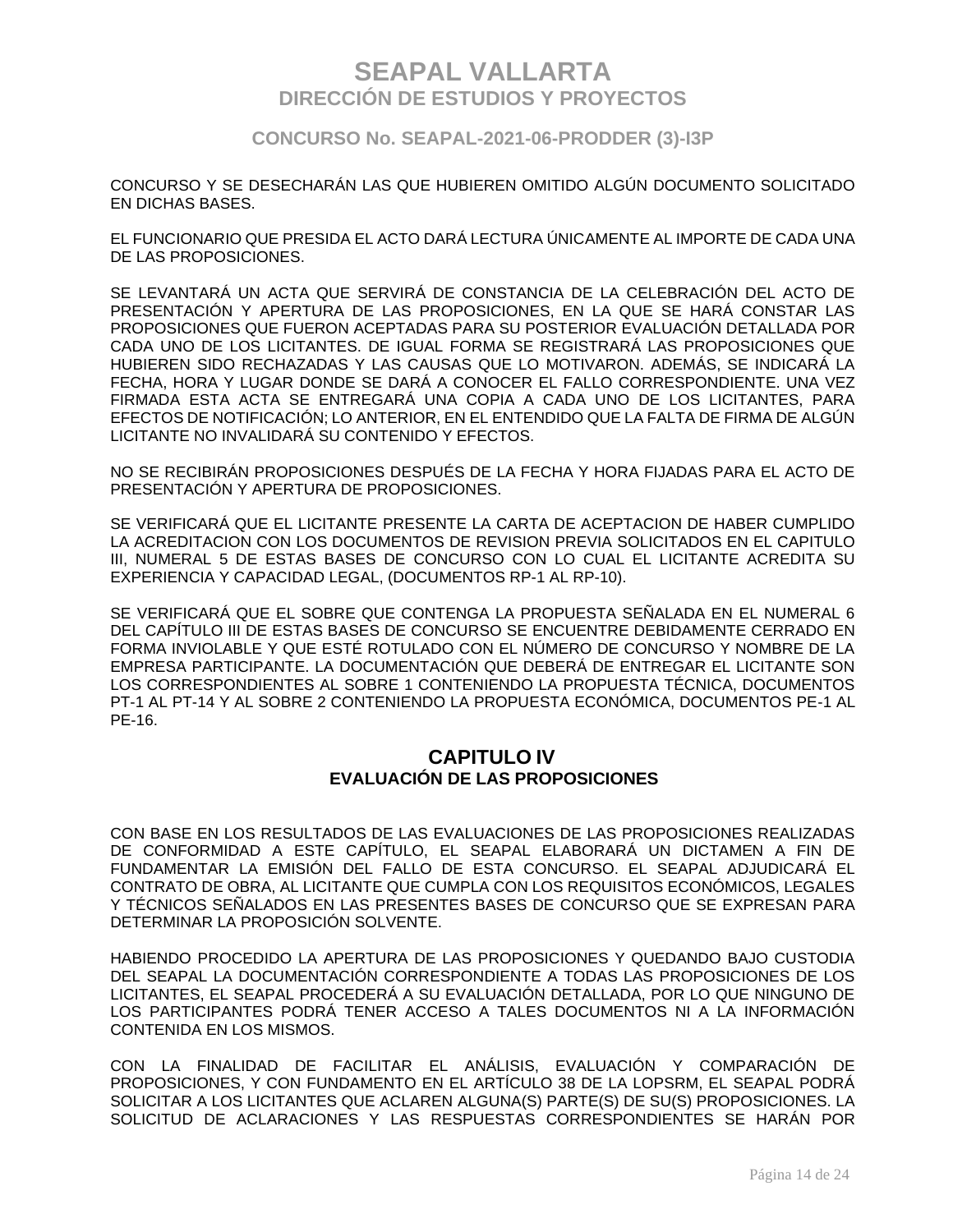CONCURSO Y SE DESECHARÁN LAS QUE HUBIEREN OMITIDO ALGÚN DOCUMENTO SOLICITADO EN DICHAS BASES.

EL FUNCIONARIO QUE PRESIDA EL ACTO DARÁ LECTURA ÚNICAMENTE AL IMPORTE DE CADA UNA DE LAS PROPOSICIONES.

SE LEVANTARÁ UN ACTA QUE SERVIRÁ DE CONSTANCIA DE LA CELEBRACIÓN DEL ACTO DE PRESENTACIÓN Y APERTURA DE LAS PROPOSICIONES, EN LA QUE SE HARÁ CONSTAR LAS PROPOSICIONES QUE FUERON ACEPTADAS PARA SU POSTERIOR EVALUACIÓN DETALLADA POR CADA UNO DE LOS LICITANTES. DE IGUAL FORMA SE REGISTRARÁ LAS PROPOSICIONES QUE HUBIEREN SIDO RECHAZADAS Y LAS CAUSAS QUE LO MOTIVARON. ADEMÁS, SE INDICARÁ LA FECHA, HORA Y LUGAR DONDE SE DARÁ A CONOCER EL FALLO CORRESPONDIENTE. UNA VEZ FIRMADA ESTA ACTA SE ENTREGARÁ UNA COPIA A CADA UNO DE LOS LICITANTES, PARA EFECTOS DE NOTIFICACIÓN; LO ANTERIOR, EN EL ENTENDIDO QUE LA FALTA DE FIRMA DE ALGÚN LICITANTE NO INVALIDARÁ SU CONTENIDO Y EFECTOS.

NO SE RECIBIRÁN PROPOSICIONES DESPUÉS DE LA FECHA Y HORA FIJADAS PARA EL ACTO DE PRESENTACIÓN Y APERTURA DE PROPOSICIONES.

SE VERIFICARÁ QUE EL LICITANTE PRESENTE LA CARTA DE ACEPTACION DE HABER CUMPLIDO LA ACREDITACION CON LOS DOCUMENTOS DE REVISION PREVIA SOLICITADOS EN EL CAPITULO III, NUMERAL 5 DE ESTAS BASES DE CONCURSO CON LO CUAL EL LICITANTE ACREDITA SU EXPERIENCIA Y CAPACIDAD LEGAL, (DOCUMENTOS RP-1 AL RP-10).

SE VERIFICARÁ QUE EL SOBRE QUE CONTENGA LA PROPUESTA SEÑALADA EN EL NUMERAL 6 DEL CAPÍTULO III DE ESTAS BASES DE CONCURSO SE ENCUENTRE DEBIDAMENTE CERRADO EN FORMA INVIOLABLE Y QUE ESTÉ ROTULADO CON EL NÚMERO DE CONCURSO Y NOMBRE DE LA EMPRESA PARTICIPANTE. LA DOCUMENTACIÓN QUE DEBERÁ DE ENTREGAR EL LICITANTE SON LOS CORRESPONDIENTES AL SOBRE 1 CONTENIENDO LA PROPUESTA TÉCNICA, DOCUMENTOS PT-1 AL PT-14 Y AL SOBRE 2 CONTENIENDO LA PROPUESTA ECONÓMICA, DOCUMENTOS PE-1 AL PE-16.

## CAPITULO IV
### EVALUACIÓN DE LAS PROPOSICIONES

CON BASE EN LOS RESULTADOS DE LAS EVALUACIONES DE LAS PROPOSICIONES REALIZADAS DE CONFORMIDAD A ESTE CAPÍTULO, EL SEAPAL ELABORARÁ UN DICTAMEN A FIN DE FUNDAMENTAR LA EMISIÓN DEL FALLO DE ESTA CONCURSO. EL SEAPAL ADJUDICARÁ EL CONTRATO DE OBRA, AL LICITANTE QUE CUMPLA CON LOS REQUISITOS ECONÓMICOS, LEGALES Y TÉCNICOS SEÑALADOS EN LAS PRESENTES BASES DE CONCURSO QUE SE EXPRESAN PARA DETERMINAR LA PROPOSICIÓN SOLVENTE.

HABIENDO PROCEDIDO LA APERTURA DE LAS PROPOSICIONES Y QUEDANDO BAJO CUSTODIA DEL SEAPAL LA DOCUMENTACIÓN CORRESPONDIENTE A TODAS LAS PROPOSICIONES DE LOS LICITANTES, EL SEAPAL PROCEDERÁ A SU EVALUACIÓN DETALLADA, POR LO QUE NINGUNO DE LOS PARTICIPANTES PODRÁ TENER ACCESO A TALES DOCUMENTOS NI A LA INFORMACIÓN CONTENIDA EN LOS MISMOS.

CON LA FINALIDAD DE FACILITAR EL ANÁLISIS, EVALUACIÓN Y COMPARACIÓN DE PROPOSICIONES, Y CON FUNDAMENTO EN EL ARTÍCULO 38 DE LA LOPSRM, EL SEAPAL PODRÁ SOLICITAR A LOS LICITANTES QUE ACLAREN ALGUNA(S) PARTE(S) DE SU(S) PROPOSICIONES. LA SOLICITUD DE ACLARACIONES Y LAS RESPUESTAS CORRESPONDIENTES SE HARÁN POR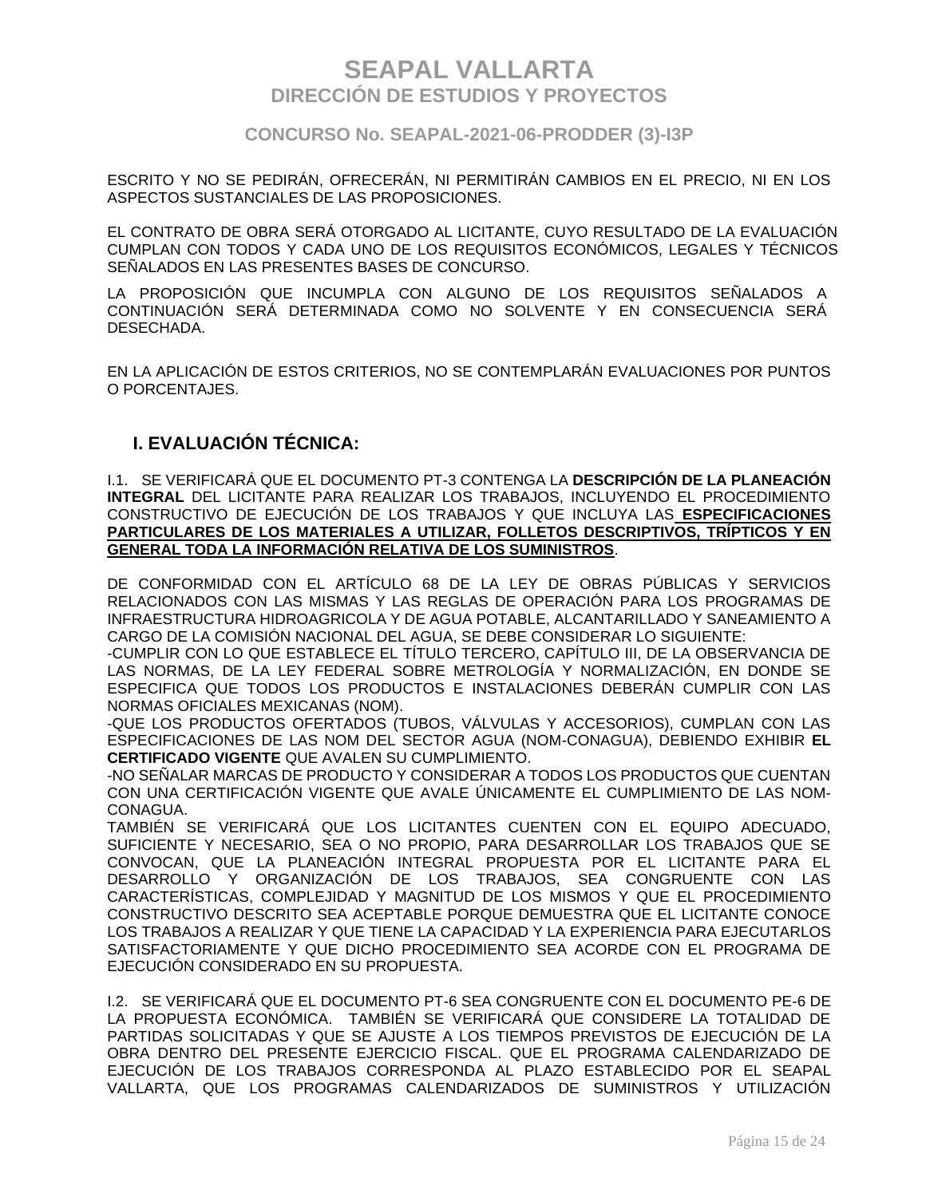ESCRITO Y NO SE PEDIRÁN, OFRECERÁN, NI PERMITIRÁN CAMBIOS EN EL PRECIO, NI EN LOS ASPECTOS SUSTANCIALES DE LAS PROPOSICIONES.

EL CONTRATO DE OBRA SERÁ OTORGADO AL LICITANTE, CUYO RESULTADO DE LA EVALUACIÓN CUMPLAN CON TODOS Y CADA UNO DE LOS REQUISITOS ECONÓMICOS, LEGALES Y TÉCNICOS SEÑALADOS EN LAS PRESENTES BASES DE CONCURSO.

LA PROPOSICIÓN QUE INCUMPLA CON ALGUNO DE LOS REQUISITOS SEÑALADOS A CONTINUACIÓN SERÁ DETERMINADA COMO NO SOLVENTE Y EN CONSECUENCIA SERÁ DESECHADA.

EN LA APLICACIÓN DE ESTOS CRITERIOS, NO SE CONTEMPLARÁN EVALUACIONES POR PUNTOS O PORCENTAJES.

## I. EVALUACIÓN TÉCNICA:

I.1. SE VERIFICARÁ QUE EL DOCUMENTO PT-3 CONTENGA LA **DESCRIPCIÓN DE LA PLANEACIÓN INTEGRAL** DEL LICITANTE PARA REALIZAR LOS TRABAJOS, INCLUYENDO EL PROCEDIMIENTO CONSTRUCTIVO DE EJECUCIÓN DE LOS TRABAJOS Y QUE INCLUYA LAS **ESPECIFICACIONES PARTICULARES DE LOS MATERIALES A UTILIZAR, FOLLETOS DESCRIPTIVOS, TRÍPTICOS Y EN GENERAL TODA LA INFORMACIÓN RELATIVA DE LOS SUMINISTROS**.

DE CONFORMIDAD CON EL ARTÍCULO 68 DE LA LEY DE OBRAS PÚBLICAS Y SERVICIOS RELACIONADOS CON LAS MISMAS Y LAS REGLAS DE OPERACIÓN PARA LOS PROGRAMAS DE INFRAESTRUCTURA HIDROAGRICOLA Y DE AGUA POTABLE, ALCANTARILLADO Y SANEAMIENTO A CARGO DE LA COMISIÓN NACIONAL DEL AGUA, SE DEBE CONSIDERAR LO SIGUIENTE:
-CUMPLIR CON LO QUE ESTABLECE EL TÍTULO TERCERO, CAPÍTULO III, DE LA OBSERVANCIA DE LAS NORMAS, DE LA LEY FEDERAL SOBRE METROLOGÍA Y NORMALIZACIÓN, EN DONDE SE ESPECIFICA QUE TODOS LOS PRODUCTOS E INSTALACIONES DEBERÁN CUMPLIR CON LAS NORMAS OFICIALES MEXICANAS (NOM).
-QUE LOS PRODUCTOS OFERTADOS (TUBOS, VÁLVULAS Y ACCESORIOS), CUMPLAN CON LAS ESPECIFICACIONES DE LAS NOM DEL SECTOR AGUA (NOM-CONAGUA), DEBIENDO EXHIBIR **EL CERTIFICADO VIGENTE** QUE AVALEN SU CUMPLIMIENTO.
-NO SEÑALAR MARCAS DE PRODUCTO Y CONSIDERAR A TODOS LOS PRODUCTOS QUE CUENTAN CON UNA CERTIFICACIÓN VIGENTE QUE AVALE ÚNICAMENTE EL CUMPLIMIENTO DE LAS NOM-CONAGUA.
TAMBIÉN SE VERIFICARÁ QUE LOS LICITANTES CUENTEN CON EL EQUIPO ADECUADO, SUFICIENTE Y NECESARIO, SEA O NO PROPIO, PARA DESARROLLAR LOS TRABAJOS QUE SE CONVOCAN, QUE LA PLANEACIÓN INTEGRAL PROPUESTA POR EL LICITANTE PARA EL DESARROLLO Y ORGANIZACIÓN DE LOS TRABAJOS, SEA CONGRUENTE CON LAS CARACTERÍSTICAS, COMPLEJIDAD Y MAGNITUD DE LOS MISMOS Y QUE EL PROCEDIMIENTO CONSTRUCTIVO DESCRITO SEA ACEPTABLE PORQUE DEMUESTRA QUE EL LICITANTE CONOCE LOS TRABAJOS A REALIZAR Y QUE TIENE LA CAPACIDAD Y LA EXPERIENCIA PARA EJECUTARLOS SATISFACTORIAMENTE Y QUE DICHO PROCEDIMIENTO SEA ACORDE CON EL PROGRAMA DE EJECUCIÓN CONSIDERADO EN SU PROPUESTA.

I.2. SE VERIFICARÁ QUE EL DOCUMENTO PT-6 SEA CONGRUENTE CON EL DOCUMENTO PE-6 DE LA PROPUESTA ECONÓMICA. TAMBIÉN SE VERIFICARÁ QUE CONSIDERE LA TOTALIDAD DE PARTIDAS SOLICITADAS Y QUE SE AJUSTE A LOS TIEMPOS PREVISTOS DE EJECUCIÓN DE LA OBRA DENTRO DEL PRESENTE EJERCICIO FISCAL. QUE EL PROGRAMA CALENDARIZADO DE EJECUCIÓN DE LOS TRABAJOS CORRESPONDA AL PLAZO ESTABLECIDO POR EL SEAPAL VALLARTA, QUE LOS PROGRAMAS CALENDARIZADOS DE SUMINISTROS Y UTILIZACIÓN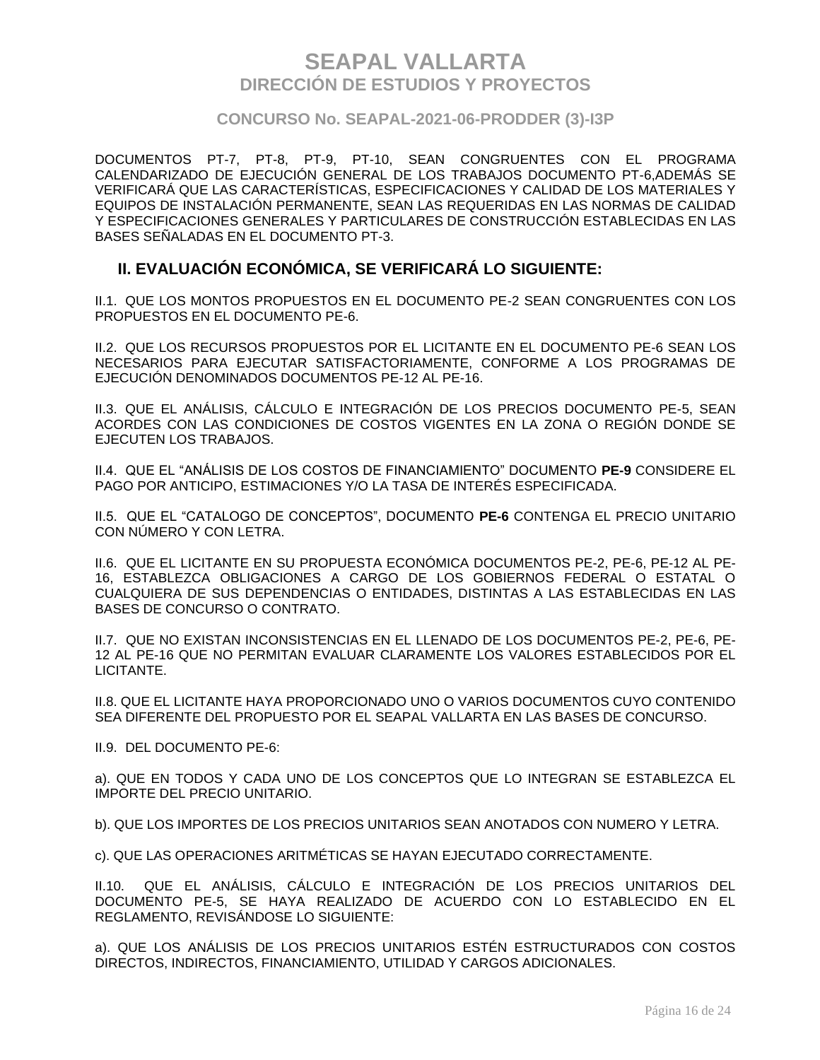DOCUMENTOS PT-7, PT-8, PT-9, PT-10, SEAN CONGRUENTES CON EL PROGRAMA CALENDARIZADO DE EJECUCIÓN GENERAL DE LOS TRABAJOS DOCUMENTO PT-6,ADEMÁS SE VERIFICARÁ QUE LAS CARACTERÍSTICAS, ESPECIFICACIONES Y CALIDAD DE LOS MATERIALES Y EQUIPOS DE INSTALACIÓN PERMANENTE, SEAN LAS REQUERIDAS EN LAS NORMAS DE CALIDAD Y ESPECIFICACIONES GENERALES Y PARTICULARES DE CONSTRUCCIÓN ESTABLECIDAS EN LAS BASES SEÑALADAS EN EL DOCUMENTO PT-3.

## II. EVALUACIÓN ECONÓMICA, SE VERIFICARÁ LO SIGUIENTE:

II.1. QUE LOS MONTOS PROPUESTOS EN EL DOCUMENTO PE-2 SEAN CONGRUENTES CON LOS PROPUESTOS EN EL DOCUMENTO PE-6.

II.2. QUE LOS RECURSOS PROPUESTOS POR EL LICITANTE EN EL DOCUMENTO PE-6 SEAN LOS NECESARIOS PARA EJECUTAR SATISFACTORIAMENTE, CONFORME A LOS PROGRAMAS DE EJECUCIÓN DENOMINADOS DOCUMENTOS PE-12 AL PE-16.

II.3. QUE EL ANÁLISIS, CÁLCULO E INTEGRACIÓN DE LOS PRECIOS DOCUMENTO PE-5, SEAN ACORDES CON LAS CONDICIONES DE COSTOS VIGENTES EN LA ZONA O REGIÓN DONDE SE EJECUTEN LOS TRABAJOS.

II.4. QUE EL "ANÁLISIS DE LOS COSTOS DE FINANCIAMIENTO" DOCUMENTO **PE-9** CONSIDERE EL PAGO POR ANTICIPO, ESTIMACIONES Y/O LA TASA DE INTERÉS ESPECIFICADA.

II.5. QUE EL "CATALOGO DE CONCEPTOS", DOCUMENTO **PE-6** CONTENGA EL PRECIO UNITARIO CON NÚMERO Y CON LETRA.

II.6. QUE EL LICITANTE EN SU PROPUESTA ECONÓMICA DOCUMENTOS PE-2, PE-6, PE-12 AL PE-16, ESTABLEZCA OBLIGACIONES A CARGO DE LOS GOBIERNOS FEDERAL O ESTATAL O CUALQUIERA DE SUS DEPENDENCIAS O ENTIDADES, DISTINTAS A LAS ESTABLECIDAS EN LAS BASES DE CONCURSO O CONTRATO.

II.7. QUE NO EXISTAN INCONSISTENCIAS EN EL LLENADO DE LOS DOCUMENTOS PE-2, PE-6, PE-12 AL PE-16 QUE NO PERMITAN EVALUAR CLARAMENTE LOS VALORES ESTABLECIDOS POR EL LICITANTE.

II.8. QUE EL LICITANTE HAYA PROPORCIONADO UNO O VARIOS DOCUMENTOS CUYO CONTENIDO SEA DIFERENTE DEL PROPUESTO POR EL SEAPAL VALLARTA EN LAS BASES DE CONCURSO.

II.9. DEL DOCUMENTO PE-6:

a). QUE EN TODOS Y CADA UNO DE LOS CONCEPTOS QUE LO INTEGRAN SE ESTABLEZCA EL IMPORTE DEL PRECIO UNITARIO.

b). QUE LOS IMPORTES DE LOS PRECIOS UNITARIOS SEAN ANOTADOS CON NUMERO Y LETRA.

c). QUE LAS OPERACIONES ARITMÉTICAS SE HAYAN EJECUTADO CORRECTAMENTE.

II.10. QUE EL ANÁLISIS, CÁLCULO E INTEGRACIÓN DE LOS PRECIOS UNITARIOS DEL DOCUMENTO PE-5, SE HAYA REALIZADO DE ACUERDO CON LO ESTABLECIDO EN EL REGLAMENTO, REVISÁNDOSE LO SIGUIENTE:

a). QUE LOS ANÁLISIS DE LOS PRECIOS UNITARIOS ESTÉN ESTRUCTURADOS CON COSTOS DIRECTOS, INDIRECTOS, FINANCIAMIENTO, UTILIDAD Y CARGOS ADICIONALES.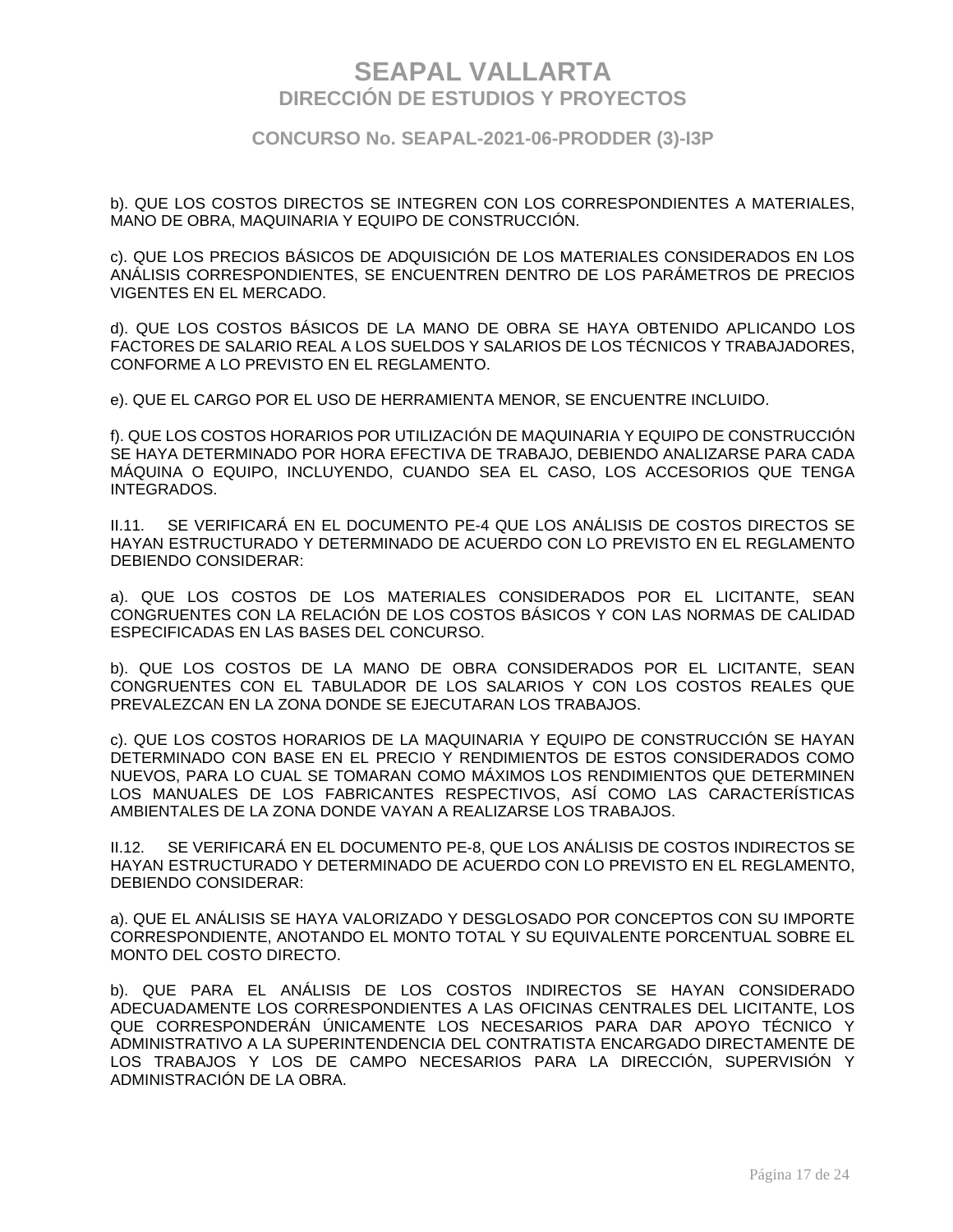b). QUE LOS COSTOS DIRECTOS SE INTEGREN CON LOS CORRESPONDIENTES A MATERIALES, MANO DE OBRA, MAQUINARIA Y EQUIPO DE CONSTRUCCIÓN.

c). QUE LOS PRECIOS BÁSICOS DE ADQUISICIÓN DE LOS MATERIALES CONSIDERADOS EN LOS ANÁLISIS CORRESPONDIENTES, SE ENCUENTREN DENTRO DE LOS PARÁMETROS DE PRECIOS VIGENTES EN EL MERCADO.

d). QUE LOS COSTOS BÁSICOS DE LA MANO DE OBRA SE HAYA OBTENIDO APLICANDO LOS FACTORES DE SALARIO REAL A LOS SUELDOS Y SALARIOS DE LOS TÉCNICOS Y TRABAJADORES, CONFORME A LO PREVISTO EN EL REGLAMENTO.

e). QUE EL CARGO POR EL USO DE HERRAMIENTA MENOR, SE ENCUENTRE INCLUIDO.

f). QUE LOS COSTOS HORARIOS POR UTILIZACIÓN DE MAQUINARIA Y EQUIPO DE CONSTRUCCIÓN SE HAYA DETERMINADO POR HORA EFECTIVA DE TRABAJO, DEBIENDO ANALIZARSE PARA CADA MÁQUINA O EQUIPO, INCLUYENDO, CUANDO SEA EL CASO, LOS ACCESORIOS QUE TENGA INTEGRADOS.

II.11. SE VERIFICARÁ EN EL DOCUMENTO PE-4 QUE LOS ANÁLISIS DE COSTOS DIRECTOS SE HAYAN ESTRUCTURADO Y DETERMINADO DE ACUERDO CON LO PREVISTO EN EL REGLAMENTO DEBIENDO CONSIDERAR:

a). QUE LOS COSTOS DE LOS MATERIALES CONSIDERADOS POR EL LICITANTE, SEAN CONGRUENTES CON LA RELACIÓN DE LOS COSTOS BÁSICOS Y CON LAS NORMAS DE CALIDAD ESPECIFICADAS EN LAS BASES DEL CONCURSO.

b). QUE LOS COSTOS DE LA MANO DE OBRA CONSIDERADOS POR EL LICITANTE, SEAN CONGRUENTES CON EL TABULADOR DE LOS SALARIOS Y CON LOS COSTOS REALES QUE PREVALEZCAN EN LA ZONA DONDE SE EJECUTARAN LOS TRABAJOS.

c). QUE LOS COSTOS HORARIOS DE LA MAQUINARIA Y EQUIPO DE CONSTRUCCIÓN SE HAYAN DETERMINADO CON BASE EN EL PRECIO Y RENDIMIENTOS DE ESTOS CONSIDERADOS COMO NUEVOS, PARA LO CUAL SE TOMARAN COMO MÁXIMOS LOS RENDIMIENTOS QUE DETERMINEN LOS MANUALES DE LOS FABRICANTES RESPECTIVOS, ASÍ COMO LAS CARACTERÍSTICAS AMBIENTALES DE LA ZONA DONDE VAYAN A REALIZARSE LOS TRABAJOS.

II.12. SE VERIFICARÁ EN EL DOCUMENTO PE-8, QUE LOS ANÁLISIS DE COSTOS INDIRECTOS SE HAYAN ESTRUCTURADO Y DETERMINADO DE ACUERDO CON LO PREVISTO EN EL REGLAMENTO, DEBIENDO CONSIDERAR:

a). QUE EL ANÁLISIS SE HAYA VALORIZADO Y DESGLOSADO POR CONCEPTOS CON SU IMPORTE CORRESPONDIENTE, ANOTANDO EL MONTO TOTAL Y SU EQUIVALENTE PORCENTUAL SOBRE EL MONTO DEL COSTO DIRECTO.

b). QUE PARA EL ANÁLISIS DE LOS COSTOS INDIRECTOS SE HAYAN CONSIDERADO ADECUADAMENTE LOS CORRESPONDIENTES A LAS OFICINAS CENTRALES DEL LICITANTE, LOS QUE CORRESPONDERÁN ÚNICAMENTE LOS NECESARIOS PARA DAR APOYO TÉCNICO Y ADMINISTRATIVO A LA SUPERINTENDENCIA DEL CONTRATISTA ENCARGADO DIRECTAMENTE DE LOS TRABAJOS Y LOS DE CAMPO NECESARIOS PARA LA DIRECCIÓN, SUPERVISIÓN Y ADMINISTRACIÓN DE LA OBRA.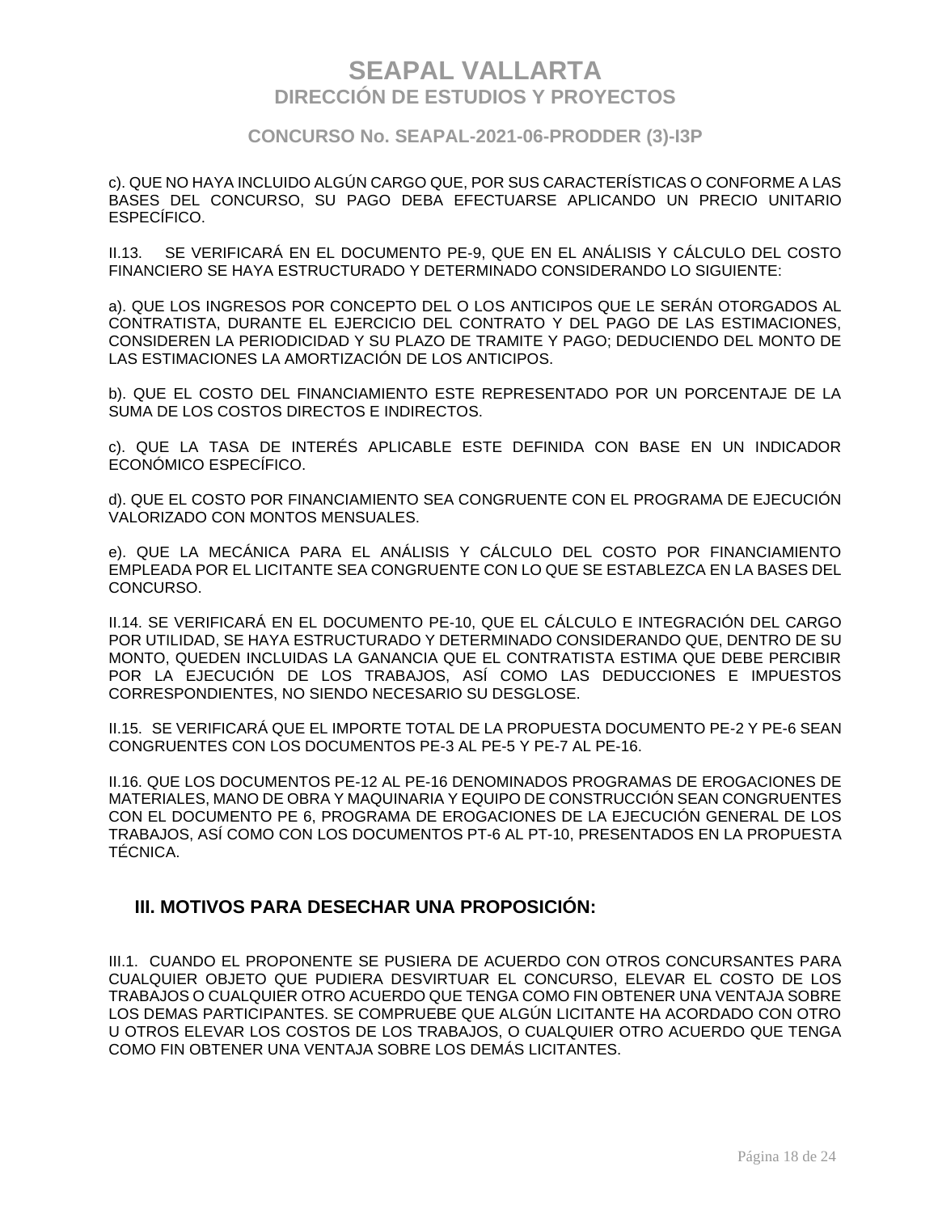c). QUE NO HAYA INCLUIDO ALGÚN CARGO QUE, POR SUS CARACTERÍSTICAS O CONFORME A LAS BASES DEL CONCURSO, SU PAGO DEBA EFECTUARSE APLICANDO UN PRECIO UNITARIO ESPECÍFICO.

II.13. SE VERIFICARÁ EN EL DOCUMENTO PE-9, QUE EN EL ANÁLISIS Y CÁLCULO DEL COSTO FINANCIERO SE HAYA ESTRUCTURADO Y DETERMINADO CONSIDERANDO LO SIGUIENTE:

a). QUE LOS INGRESOS POR CONCEPTO DEL O LOS ANTICIPOS QUE LE SERÁN OTORGADOS AL CONTRATISTA, DURANTE EL EJERCICIO DEL CONTRATO Y DEL PAGO DE LAS ESTIMACIONES, CONSIDEREN LA PERIODICIDAD Y SU PLAZO DE TRAMITE Y PAGO; DEDUCIENDO DEL MONTO DE LAS ESTIMACIONES LA AMORTIZACIÓN DE LOS ANTICIPOS.

b). QUE EL COSTO DEL FINANCIAMIENTO ESTE REPRESENTADO POR UN PORCENTAJE DE LA SUMA DE LOS COSTOS DIRECTOS E INDIRECTOS.

c). QUE LA TASA DE INTERÉS APLICABLE ESTE DEFINIDA CON BASE EN UN INDICADOR ECONÓMICO ESPECÍFICO.

d). QUE EL COSTO POR FINANCIAMIENTO SEA CONGRUENTE CON EL PROGRAMA DE EJECUCIÓN VALORIZADO CON MONTOS MENSUALES.

e). QUE LA MECÁNICA PARA EL ANÁLISIS Y CÁLCULO DEL COSTO POR FINANCIAMIENTO EMPLEADA POR EL LICITANTE SEA CONGRUENTE CON LO QUE SE ESTABLEZCA EN LA BASES DEL CONCURSO.

II.14. SE VERIFICARÁ EN EL DOCUMENTO PE-10, QUE EL CÁLCULO E INTEGRACIÓN DEL CARGO POR UTILIDAD, SE HAYA ESTRUCTURADO Y DETERMINADO CONSIDERANDO QUE, DENTRO DE SU MONTO, QUEDEN INCLUIDAS LA GANANCIA QUE EL CONTRATISTA ESTIMA QUE DEBE PERCIBIR POR LA EJECUCIÓN DE LOS TRABAJOS, ASÍ COMO LAS DEDUCCIONES E IMPUESTOS CORRESPONDIENTES, NO SIENDO NECESARIO SU DESGLOSE.

II.15. SE VERIFICARÁ QUE EL IMPORTE TOTAL DE LA PROPUESTA DOCUMENTO PE-2 Y PE-6 SEAN CONGRUENTES CON LOS DOCUMENTOS PE-3 AL PE-5 Y PE-7 AL PE-16.

II.16. QUE LOS DOCUMENTOS PE-12 AL PE-16 DENOMINADOS PROGRAMAS DE EROGACIONES DE MATERIALES, MANO DE OBRA Y MAQUINARIA Y EQUIPO DE CONSTRUCCIÓN SEAN CONGRUENTES CON EL DOCUMENTO PE 6, PROGRAMA DE EROGACIONES DE LA EJECUCIÓN GENERAL DE LOS TRABAJOS, ASÍ COMO CON LOS DOCUMENTOS PT-6 AL PT-10, PRESENTADOS EN LA PROPUESTA TÉCNICA.

## III. MOTIVOS PARA DESECHAR UNA PROPOSICIÓN:

III.1. CUANDO EL PROPONENTE SE PUSIERA DE ACUERDO CON OTROS CONCURSANTES PARA CUALQUIER OBJETO QUE PUDIERA DESVIRTUAR EL CONCURSO, ELEVAR EL COSTO DE LOS TRABAJOS O CUALQUIER OTRO ACUERDO QUE TENGA COMO FIN OBTENER UNA VENTAJA SOBRE LOS DEMAS PARTICIPANTES. SE COMPRUEBE QUE ALGÚN LICITANTE HA ACORDADO CON OTRO U OTROS ELEVAR LOS COSTOS DE LOS TRABAJOS, O CUALQUIER OTRO ACUERDO QUE TENGA COMO FIN OBTENER UNA VENTAJA SOBRE LOS DEMÁS LICITANTES.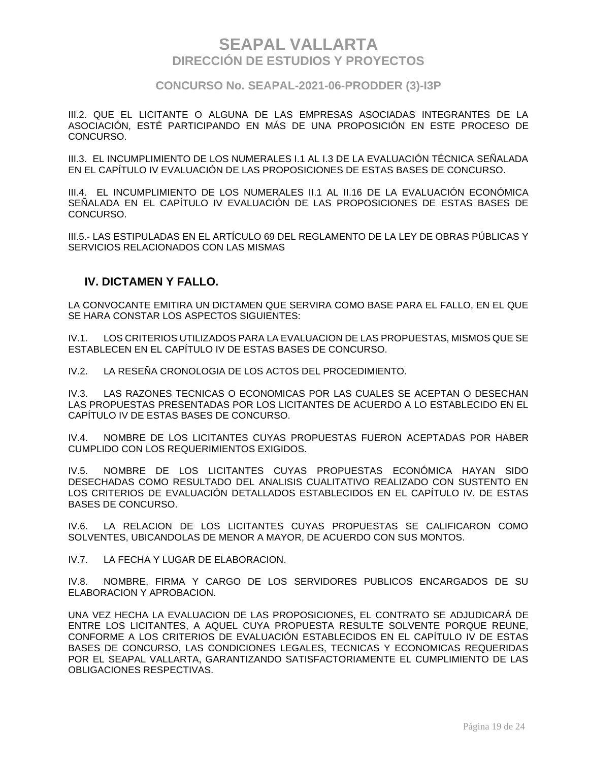III.2. QUE EL LICITANTE O ALGUNA DE LAS EMPRESAS ASOCIADAS INTEGRANTES DE LA ASOCIACIÓN, ESTÉ PARTICIPANDO EN MÁS DE UNA PROPOSICIÓN EN ESTE PROCESO DE CONCURSO.

III.3. EL INCUMPLIMIENTO DE LOS NUMERALES I.1 AL I.3 DE LA EVALUACIÓN TÉCNICA SEÑALADA EN EL CAPÍTULO IV EVALUACIÓN DE LAS PROPOSICIONES DE ESTAS BASES DE CONCURSO.

III.4. EL INCUMPLIMIENTO DE LOS NUMERALES II.1 AL II.16 DE LA EVALUACIÓN ECONÓMICA SEÑALADA EN EL CAPÍTULO IV EVALUACIÓN DE LAS PROPOSICIONES DE ESTAS BASES DE CONCURSO.

III.5.- LAS ESTIPULADAS EN EL ARTÍCULO 69 DEL REGLAMENTO DE LA LEY DE OBRAS PÚBLICAS Y SERVICIOS RELACIONADOS CON LAS MISMAS

## IV. DICTAMEN Y FALLO.

LA CONVOCANTE EMITIRA UN DICTAMEN QUE SERVIRA COMO BASE PARA EL FALLO, EN EL QUE SE HARA CONSTAR LOS ASPECTOS SIGUIENTES:

IV.1. LOS CRITERIOS UTILIZADOS PARA LA EVALUACION DE LAS PROPUESTAS, MISMOS QUE SE ESTABLECEN EN EL CAPÍTULO IV DE ESTAS BASES DE CONCURSO.

IV.2. LA RESEÑA CRONOLOGIA DE LOS ACTOS DEL PROCEDIMIENTO.

IV.3. LAS RAZONES TECNICAS O ECONOMICAS POR LAS CUALES SE ACEPTAN O DESECHAN LAS PROPUESTAS PRESENTADAS POR LOS LICITANTES DE ACUERDO A LO ESTABLECIDO EN EL CAPÍTULO IV DE ESTAS BASES DE CONCURSO.

IV.4. NOMBRE DE LOS LICITANTES CUYAS PROPUESTAS FUERON ACEPTADAS POR HABER CUMPLIDO CON LOS REQUERIMIENTOS EXIGIDOS.

IV.5. NOMBRE DE LOS LICITANTES CUYAS PROPUESTAS ECONÓMICA HAYAN SIDO DESECHADAS COMO RESULTADO DEL ANALISIS CUALITATIVO REALIZADO CON SUSTENTO EN LOS CRITERIOS DE EVALUACIÓN DETALLADOS ESTABLECIDOS EN EL CAPÍTULO IV. DE ESTAS BASES DE CONCURSO.

IV.6. LA RELACION DE LOS LICITANTES CUYAS PROPUESTAS SE CALIFICARON COMO SOLVENTES, UBICANDOLAS DE MENOR A MAYOR, DE ACUERDO CON SUS MONTOS.

IV.7. LA FECHA Y LUGAR DE ELABORACION.

IV.8. NOMBRE, FIRMA Y CARGO DE LOS SERVIDORES PUBLICOS ENCARGADOS DE SU ELABORACION Y APROBACION.

UNA VEZ HECHA LA EVALUACION DE LAS PROPOSICIONES, EL CONTRATO SE ADJUDICARÁ DE ENTRE LOS LICITANTES, A AQUEL CUYA PROPUESTA RESULTE SOLVENTE PORQUE REUNE, CONFORME A LOS CRITERIOS DE EVALUACIÓN ESTABLECIDOS EN EL CAPÍTULO IV DE ESTAS BASES DE CONCURSO, LAS CONDICIONES LEGALES, TECNICAS Y ECONOMICAS REQUERIDAS POR EL SEAPAL VALLARTA, GARANTIZANDO SATISFACTORIAMENTE EL CUMPLIMIENTO DE LAS OBLIGACIONES RESPECTIVAS.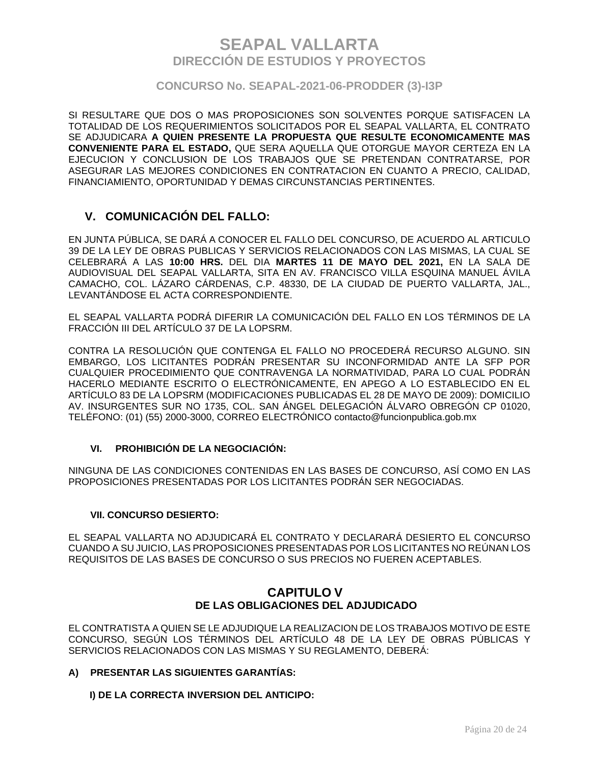SI RESULTARE QUE DOS O MAS PROPOSICIONES SON SOLVENTES PORQUE SATISFACEN LA TOTALIDAD DE LOS REQUERIMIENTOS SOLICITADOS POR EL SEAPAL VALLARTA, EL CONTRATO SE ADJUDICARA **A QUIEN PRESENTE LA PROPUESTA QUE RESULTE ECONOMICAMENTE MAS CONVENIENTE PARA EL ESTADO,** QUE SERA AQUELLA QUE OTORGUE MAYOR CERTEZA EN LA EJECUCION Y CONCLUSION DE LOS TRABAJOS QUE SE PRETENDAN CONTRATARSE, POR ASEGURAR LAS MEJORES CONDICIONES EN CONTRATACION EN CUANTO A PRECIO, CALIDAD, FINANCIAMIENTO, OPORTUNIDAD Y DEMAS CIRCUNSTANCIAS PERTINENTES.

## V. COMUNICACIÓN DEL FALLO:

EN JUNTA PÚBLICA, SE DARÁ A CONOCER EL FALLO DEL CONCURSO, DE ACUERDO AL ARTICULO 39 DE LA LEY DE OBRAS PUBLICAS Y SERVICIOS RELACIONADOS CON LAS MISMAS, LA CUAL SE CELEBRARÁ A LAS **10:00 HRS.** DEL DIA **MARTES 11 DE MAYO DEL 2021,** EN LA SALA DE AUDIOVISUAL DEL SEAPAL VALLARTA, SITA EN AV. FRANCISCO VILLA ESQUINA MANUEL ÁVILA CAMACHO, COL. LÁZARO CÁRDENAS, C.P. 48330, DE LA CIUDAD DE PUERTO VALLARTA, JAL., LEVANTÁNDOSE EL ACTA CORRESPONDIENTE.

EL SEAPAL VALLARTA PODRÁ DIFERIR LA COMUNICACIÓN DEL FALLO EN LOS TÉRMINOS DE LA FRACCIÓN III DEL ARTÍCULO 37 DE LA LOPSRM.

CONTRA LA RESOLUCIÓN QUE CONTENGA EL FALLO NO PROCEDERÁ RECURSO ALGUNO. SIN EMBARGO, LOS LICITANTES PODRÁN PRESENTAR SU INCONFORMIDAD ANTE LA SFP POR CUALQUIER PROCEDIMIENTO QUE CONTRAVENGA LA NORMATIVIDAD, PARA LO CUAL PODRÁN HACERLO MEDIANTE ESCRITO O ELECTRÓNICAMENTE, EN APEGO A LO ESTABLECIDO EN EL ARTÍCULO 83 DE LA LOPSRM (MODIFICACIONES PUBLICADAS EL 28 DE MAYO DE 2009): DOMICILIO AV. INSURGENTES SUR NO 1735, COL. SAN ÁNGEL DELEGACIÓN ÁLVARO OBREGÓN CP 01020, TELÉFONO: (01) (55) 2000-3000, CORREO ELECTRÓNICO contacto@funcionpublica.gob.mx

### VI. PROHIBICIÓN DE LA NEGOCIACIÓN:

NINGUNA DE LAS CONDICIONES CONTENIDAS EN LAS BASES DE CONCURSO, ASÍ COMO EN LAS PROPOSICIONES PRESENTADAS POR LOS LICITANTES PODRÁN SER NEGOCIADAS.

### VII. CONCURSO DESIERTO:

EL SEAPAL VALLARTA NO ADJUDICARÁ EL CONTRATO Y DECLARARÁ DESIERTO EL CONCURSO CUANDO A SU JUICIO, LAS PROPOSICIONES PRESENTADAS POR LOS LICITANTES NO REÚNAN LOS REQUISITOS DE LAS BASES DE CONCURSO O SUS PRECIOS NO FUEREN ACEPTABLES.

# CAPITULO V
## DE LAS OBLIGACIONES DEL ADJUDICADO

EL CONTRATISTA A QUIEN SE LE ADJUDIQUE LA REALIZACION DE LOS TRABAJOS MOTIVO DE ESTE CONCURSO, SEGÚN LOS TÉRMINOS DEL ARTÍCULO 48 DE LA LEY DE OBRAS PÚBLICAS Y SERVICIOS RELACIONADOS CON LAS MISMAS Y SU REGLAMENTO, DEBERÁ:

**A) PRESENTAR LAS SIGUIENTES GARANTÍAS:**

**I) DE LA CORRECTA INVERSION DEL ANTICIPO:**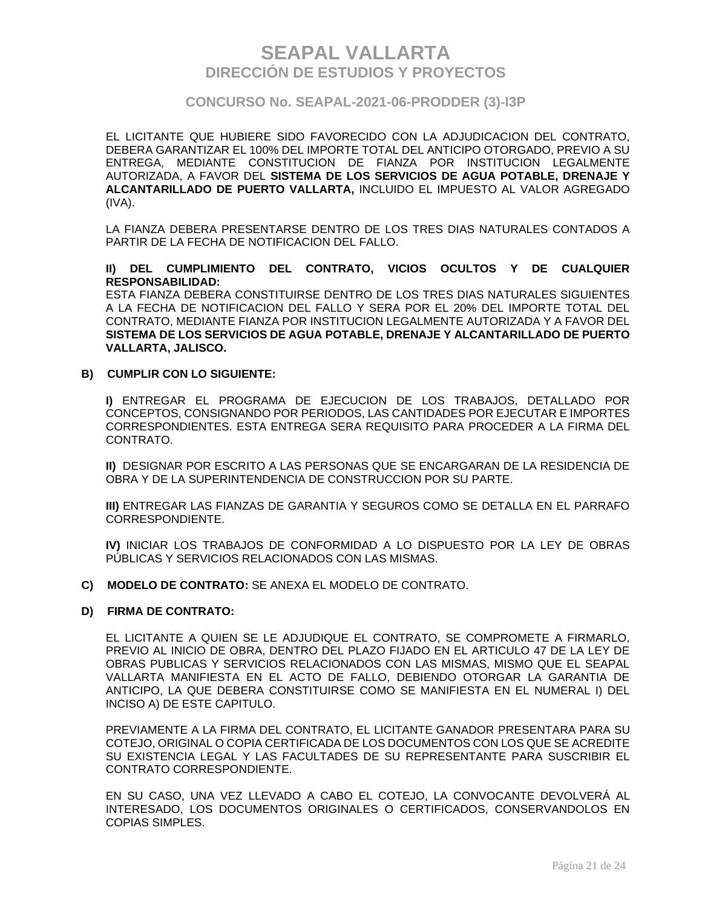EL LICITANTE QUE HUBIERE SIDO FAVORECIDO CON LA ADJUDICACION DEL CONTRATO, DEBERA GARANTIZAR EL 100% DEL IMPORTE TOTAL DEL ANTICIPO OTORGADO, PREVIO A SU ENTREGA, MEDIANTE CONSTITUCION DE FIANZA POR INSTITUCION LEGALMENTE AUTORIZADA, A FAVOR DEL **SISTEMA DE LOS SERVICIOS DE AGUA POTABLE, DRENAJE Y ALCANTARILLADO DE PUERTO VALLARTA,** INCLUIDO EL IMPUESTO AL VALOR AGREGADO (IVA).

LA FIANZA DEBERA PRESENTARSE DENTRO DE LOS TRES DIAS NATURALES CONTADOS A PARTIR DE LA FECHA DE NOTIFICACION DEL FALLO.

**II) DEL CUMPLIMIENTO DEL CONTRATO, VICIOS OCULTOS Y DE CUALQUIER RESPONSABILIDAD:**
ESTA FIANZA DEBERA CONSTITUIRSE DENTRO DE LOS TRES DIAS NATURALES SIGUIENTES A LA FECHA DE NOTIFICACION DEL FALLO Y SERA POR EL 20% DEL IMPORTE TOTAL DEL CONTRATO, MEDIANTE FIANZA POR INSTITUCION LEGALMENTE AUTORIZADA Y A FAVOR DEL **SISTEMA DE LOS SERVICIOS DE AGUA POTABLE, DRENAJE Y ALCANTARILLADO DE PUERTO VALLARTA, JALISCO.**

**B) CUMPLIR CON LO SIGUIENTE:**

**I)** ENTREGAR EL PROGRAMA DE EJECUCION DE LOS TRABAJOS, DETALLADO POR CONCEPTOS, CONSIGNANDO POR PERIODOS, LAS CANTIDADES POR EJECUTAR E IMPORTES CORRESPONDIENTES. ESTA ENTREGA SERA REQUISITO PARA PROCEDER A LA FIRMA DEL CONTRATO.

**II)** DESIGNAR POR ESCRITO A LAS PERSONAS QUE SE ENCARGARAN DE LA RESIDENCIA DE OBRA Y DE LA SUPERINTENDENCIA DE CONSTRUCCION POR SU PARTE.

**III)** ENTREGAR LAS FIANZAS DE GARANTIA Y SEGUROS COMO SE DETALLA EN EL PARRAFO CORRESPONDIENTE.

**IV)** INICIAR LOS TRABAJOS DE CONFORMIDAD A LO DISPUESTO POR LA LEY DE OBRAS PÚBLICAS Y SERVICIOS RELACIONADOS CON LAS MISMAS.

**C) MODELO DE CONTRATO:** SE ANEXA EL MODELO DE CONTRATO.

**D) FIRMA DE CONTRATO:**

EL LICITANTE A QUIEN SE LE ADJUDIQUE EL CONTRATO, SE COMPROMETE A FIRMARLO, PREVIO AL INICIO DE OBRA, DENTRO DEL PLAZO FIJADO EN EL ARTICULO 47 DE LA LEY DE OBRAS PUBLICAS Y SERVICIOS RELACIONADOS CON LAS MISMAS, MISMO QUE EL SEAPAL VALLARTA MANIFIESTA EN EL ACTO DE FALLO, DEBIENDO OTORGAR LA GARANTIA DE ANTICIPO, LA QUE DEBERA CONSTITUIRSE COMO SE MANIFIESTA EN EL NUMERAL I) DEL INCISO A) DE ESTE CAPITULO.

PREVIAMENTE A LA FIRMA DEL CONTRATO, EL LICITANTE GANADOR PRESENTARA PARA SU COTEJO, ORIGINAL O COPIA CERTIFICADA DE LOS DOCUMENTOS CON LOS QUE SE ACREDITE SU EXISTENCIA LEGAL Y LAS FACULTADES DE SU REPRESENTANTE PARA SUSCRIBIR EL CONTRATO CORRESPONDIENTE.

EN SU CASO, UNA VEZ LLEVADO A CABO EL COTEJO, LA CONVOCANTE DEVOLVERÁ AL INTERESADO, LOS DOCUMENTOS ORIGINALES O CERTIFICADOS, CONSERVANDOLOS EN COPIAS SIMPLES.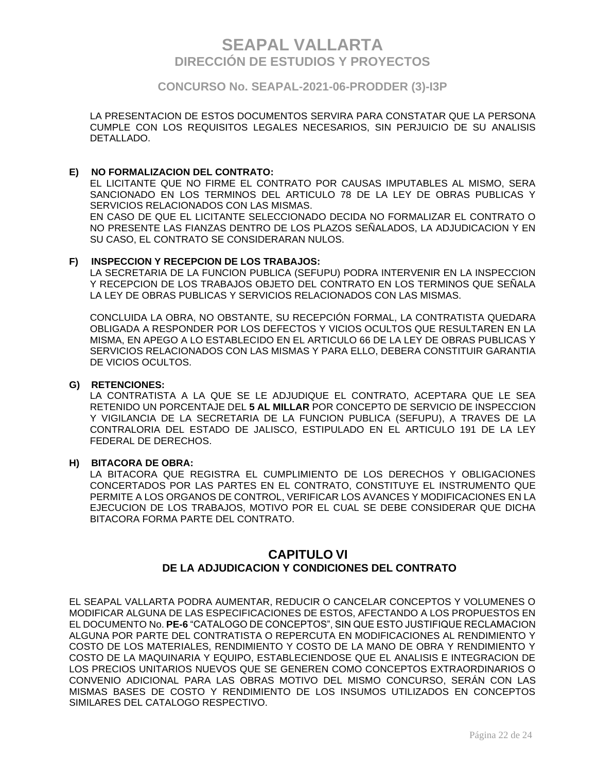LA PRESENTACION DE ESTOS DOCUMENTOS SERVIRA PARA CONSTATAR QUE LA PERSONA CUMPLE CON LOS REQUISITOS LEGALES NECESARIOS, SIN PERJUICIO DE SU ANALISIS DETALLADO.

**E) NO FORMALIZACION DEL CONTRATO:**

EL LICITANTE QUE NO FIRME EL CONTRATO POR CAUSAS IMPUTABLES AL MISMO, SERA SANCIONADO EN LOS TERMINOS DEL ARTICULO 78 DE LA LEY DE OBRAS PUBLICAS Y SERVICIOS RELACIONADOS CON LAS MISMAS.

EN CASO DE QUE EL LICITANTE SELECCIONADO DECIDA NO FORMALIZAR EL CONTRATO O NO PRESENTE LAS FIANZAS DENTRO DE LOS PLAZOS SEÑALADOS, LA ADJUDICACION Y EN SU CASO, EL CONTRATO SE CONSIDERARAN NULOS.

**F) INSPECCION Y RECEPCION DE LOS TRABAJOS:**

LA SECRETARIA DE LA FUNCION PUBLICA (SEFUPU) PODRA INTERVENIR EN LA INSPECCION Y RECEPCION DE LOS TRABAJOS OBJETO DEL CONTRATO EN LOS TERMINOS QUE SEÑALA LA LEY DE OBRAS PUBLICAS Y SERVICIOS RELACIONADOS CON LAS MISMAS.

CONCLUIDA LA OBRA, NO OBSTANTE, SU RECEPCIÓN FORMAL, LA CONTRATISTA QUEDARA OBLIGADA A RESPONDER POR LOS DEFECTOS Y VICIOS OCULTOS QUE RESULTAREN EN LA MISMA, EN APEGO A LO ESTABLECIDO EN EL ARTICULO 66 DE LA LEY DE OBRAS PUBLICAS Y SERVICIOS RELACIONADOS CON LAS MISMAS Y PARA ELLO, DEBERA CONSTITUIR GARANTIA DE VICIOS OCULTOS.

**G) RETENCIONES:**

LA CONTRATISTA A LA QUE SE LE ADJUDIQUE EL CONTRATO, ACEPTARA QUE LE SEA RETENIDO UN PORCENTAJE DEL **5 AL MILLAR** POR CONCEPTO DE SERVICIO DE INSPECCION Y VIGILANCIA DE LA SECRETARIA DE LA FUNCION PUBLICA (SEFUPU), A TRAVES DE LA CONTRALORIA DEL ESTADO DE JALISCO, ESTIPULADO EN EL ARTICULO 191 DE LA LEY FEDERAL DE DERECHOS.

**H) BITACORA DE OBRA:**

LA BITACORA QUE REGISTRA EL CUMPLIMIENTO DE LOS DERECHOS Y OBLIGACIONES CONCERTADOS POR LAS PARTES EN EL CONTRATO, CONSTITUYE EL INSTRUMENTO QUE PERMITE A LOS ORGANOS DE CONTROL, VERIFICAR LOS AVANCES Y MODIFICACIONES EN LA EJECUCION DE LOS TRABAJOS, MOTIVO POR EL CUAL SE DEBE CONSIDERAR QUE DICHA BITACORA FORMA PARTE DEL CONTRATO.

## CAPITULO VI
### DE LA ADJUDICACION Y CONDICIONES DEL CONTRATO

EL SEAPAL VALLARTA PODRA AUMENTAR, REDUCIR O CANCELAR CONCEPTOS Y VOLUMENES O MODIFICAR ALGUNA DE LAS ESPECIFICACIONES DE ESTOS, AFECTANDO A LOS PROPUESTOS EN EL DOCUMENTO No. **PE-6** "CATALOGO DE CONCEPTOS", SIN QUE ESTO JUSTIFIQUE RECLAMACION ALGUNA POR PARTE DEL CONTRATISTA O REPERCUTA EN MODIFICACIONES AL RENDIMIENTO Y COSTO DE LOS MATERIALES, RENDIMIENTO Y COSTO DE LA MANO DE OBRA Y RENDIMIENTO Y COSTO DE LA MAQUINARIA Y EQUIPO, ESTABLECIENDOSE QUE EL ANALISIS E INTEGRACION DE LOS PRECIOS UNITARIOS NUEVOS QUE SE GENEREN COMO CONCEPTOS EXTRAORDINARIOS O CONVENIO ADICIONAL PARA LAS OBRAS MOTIVO DEL MISMO CONCURSO, SERÁN CON LAS MISMAS BASES DE COSTO Y RENDIMIENTO DE LOS INSUMOS UTILIZADOS EN CONCEPTOS SIMILARES DEL CATALOGO RESPECTIVO.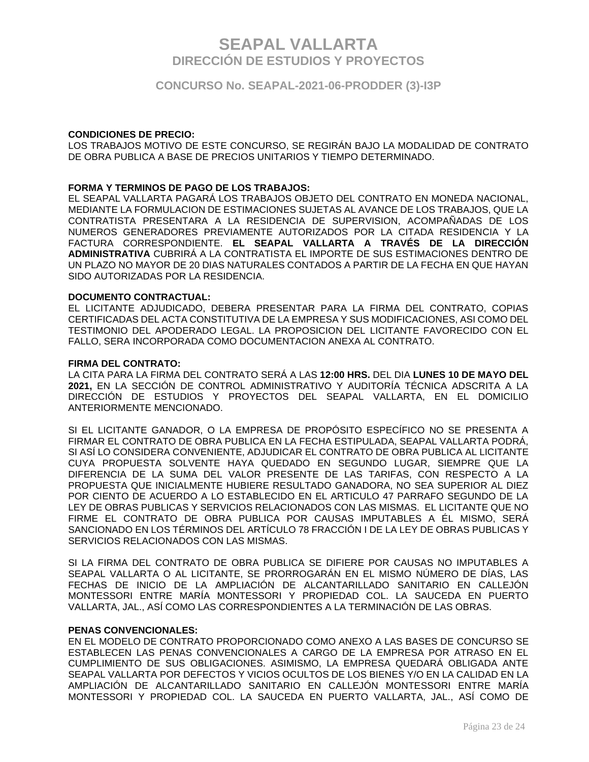**CONDICIONES DE PRECIO:**
LOS TRABAJOS MOTIVO DE ESTE CONCURSO, SE REGIRÁN BAJO LA MODALIDAD DE CONTRATO DE OBRA PUBLICA A BASE DE PRECIOS UNITARIOS Y TIEMPO DETERMINADO.

**FORMA Y TERMINOS DE PAGO DE LOS TRABAJOS:**
EL SEAPAL VALLARTA PAGARÁ LOS TRABAJOS OBJETO DEL CONTRATO EN MONEDA NACIONAL, MEDIANTE LA FORMULACION DE ESTIMACIONES SUJETAS AL AVANCE DE LOS TRABAJOS, QUE LA CONTRATISTA PRESENTARA A LA RESIDENCIA DE SUPERVISION, ACOMPAÑADAS DE LOS NUMEROS GENERADORES PREVIAMENTE AUTORIZADOS POR LA CITADA RESIDENCIA Y LA FACTURA CORRESPONDIENTE. **EL SEAPAL VALLARTA A TRAVÉS DE LA DIRECCIÓN ADMINISTRATIVA** CUBRIRÁ A LA CONTRATISTA EL IMPORTE DE SUS ESTIMACIONES DENTRO DE UN PLAZO NO MAYOR DE 20 DIAS NATURALES CONTADOS A PARTIR DE LA FECHA EN QUE HAYAN SIDO AUTORIZADAS POR LA RESIDENCIA.

**DOCUMENTO CONTRACTUAL:**
EL LICITANTE ADJUDICADO, DEBERA PRESENTAR PARA LA FIRMA DEL CONTRATO, COPIAS CERTIFICADAS DEL ACTA CONSTITUTIVA DE LA EMPRESA Y SUS MODIFICACIONES, ASI COMO DEL TESTIMONIO DEL APODERADO LEGAL. LA PROPOSICION DEL LICITANTE FAVORECIDO CON EL FALLO, SERA INCORPORADA COMO DOCUMENTACION ANEXA AL CONTRATO.

**FIRMA DEL CONTRATO:**
LA CITA PARA LA FIRMA DEL CONTRATO SERÁ A LAS **12:00 HRS.** DEL DIA **LUNES 10 DE MAYO DEL 2021,** EN LA SECCIÓN DE CONTROL ADMINISTRATIVO Y AUDITORÍA TÉCNICA ADSCRITA A LA DIRECCIÓN DE ESTUDIOS Y PROYECTOS DEL SEAPAL VALLARTA, EN EL DOMICILIO ANTERIORMENTE MENCIONADO.

SI EL LICITANTE GANADOR, O LA EMPRESA DE PROPÓSITO ESPECÍFICO NO SE PRESENTA A FIRMAR EL CONTRATO DE OBRA PUBLICA EN LA FECHA ESTIPULADA, SEAPAL VALLARTA PODRÁ, SI ASÍ LO CONSIDERA CONVENIENTE, ADJUDICAR EL CONTRATO DE OBRA PUBLICA AL LICITANTE CUYA PROPUESTA SOLVENTE HAYA QUEDADO EN SEGUNDO LUGAR, SIEMPRE QUE LA DIFERENCIA DE LA SUMA DEL VALOR PRESENTE DE LAS TARIFAS, CON RESPECTO A LA PROPUESTA QUE INICIALMENTE HUBIERE RESULTADO GANADORA, NO SEA SUPERIOR AL DIEZ POR CIENTO DE ACUERDO A LO ESTABLECIDO EN EL ARTICULO 47 PARRAFO SEGUNDO DE LA LEY DE OBRAS PUBLICAS Y SERVICIOS RELACIONADOS CON LAS MISMAS. EL LICITANTE QUE NO FIRME EL CONTRATO DE OBRA PUBLICA POR CAUSAS IMPUTABLES A ÉL MISMO, SERÁ SANCIONADO EN LOS TÉRMINOS DEL ARTÍCULO 78 FRACCIÓN I DE LA LEY DE OBRAS PUBLICAS Y SERVICIOS RELACIONADOS CON LAS MISMAS.

SI LA FIRMA DEL CONTRATO DE OBRA PUBLICA SE DIFIERE POR CAUSAS NO IMPUTABLES A SEAPAL VALLARTA O AL LICITANTE, SE PRORROGARÁN EN EL MISMO NÚMERO DE DÍAS, LAS FECHAS DE INICIO DE LA AMPLIACIÓN DE ALCANTARILLADO SANITARIO EN CALLEJÓN MONTESSORI ENTRE MARÍA MONTESSORI Y PROPIEDAD COL. LA SAUCEDA EN PUERTO VALLARTA, JAL., ASÍ COMO LAS CORRESPONDIENTES A LA TERMINACIÓN DE LAS OBRAS.

**PENAS CONVENCIONALES:**
EN EL MODELO DE CONTRATO PROPORCIONADO COMO ANEXO A LAS BASES DE CONCURSO SE ESTABLECEN LAS PENAS CONVENCIONALES A CARGO DE LA EMPRESA POR ATRASO EN EL CUMPLIMIENTO DE SUS OBLIGACIONES. ASIMISMO, LA EMPRESA QUEDARÁ OBLIGADA ANTE SEAPAL VALLARTA POR DEFECTOS Y VICIOS OCULTOS DE LOS BIENES Y/O EN LA CALIDAD EN LA AMPLIACIÓN DE ALCANTARILLADO SANITARIO EN CALLEJÓN MONTESSORI ENTRE MARÍA MONTESSORI Y PROPIEDAD COL. LA SAUCEDA EN PUERTO VALLARTA, JAL., ASÍ COMO DE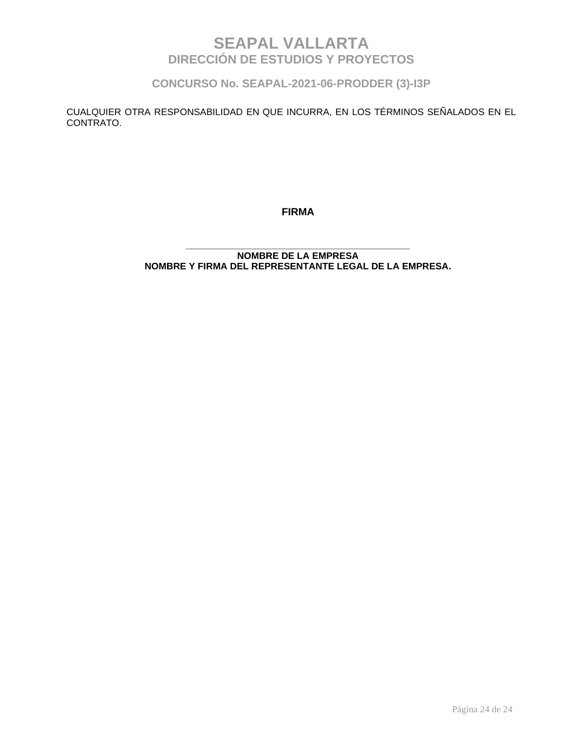CUALQUIER OTRA RESPONSABILIDAD EN QUE INCURRA, EN LOS TÉRMINOS SEÑALADOS EN EL CONTRATO.

**FIRMA**

\_\_\_\_\_\_\_\_\_\_\_\_\_\_\_\_\_\_\_\_\_\_\_\_\_\_\_\_\_\_\_\_\_\_\_\_\_\_\_\_\_\_\_\_

**NOMBRE DE LA EMPRESA**

**NOMBRE Y FIRMA DEL REPRESENTANTE LEGAL DE LA EMPRESA.**